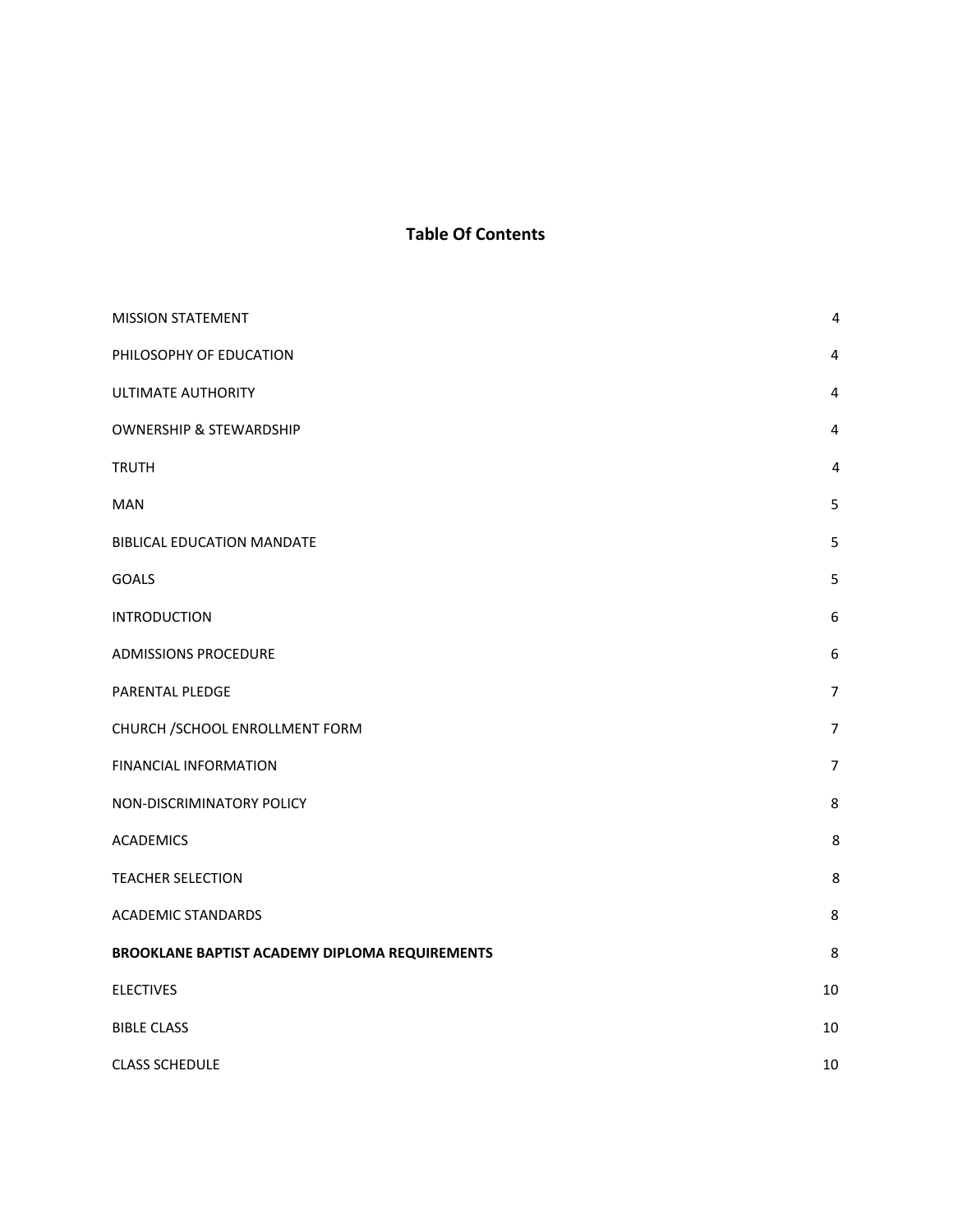# Table Of Contents

| | |
|---|---|
| MISSION STATEMENT | 4 |
| PHILOSOPHY OF EDUCATION | 4 |
| ULTIMATE AUTHORITY | 4 |
| OWNERSHIP & STEWARDSHIP | 4 |
| TRUTH | 4 |
| MAN | 5 |
| BIBLICAL EDUCATION MANDATE | 5 |
| GOALS | 5 |
| INTRODUCTION | 6 |
| ADMISSIONS PROCEDURE | 6 |
| PARENTAL PLEDGE | 7 |
| CHURCH /SCHOOL ENROLLMENT FORM | 7 |
| FINANCIAL INFORMATION | 7 |
| NON-DISCRIMINATORY POLICY | 8 |
| ACADEMICS | 8 |
| TEACHER SELECTION | 8 |
| ACADEMIC STANDARDS | 8 |
| **BROOKLANE BAPTIST ACADEMY DIPLOMA REQUIREMENTS** | 8 |
| ELECTIVES | 10 |
| BIBLE CLASS | 10 |
| CLASS SCHEDULE | 10 |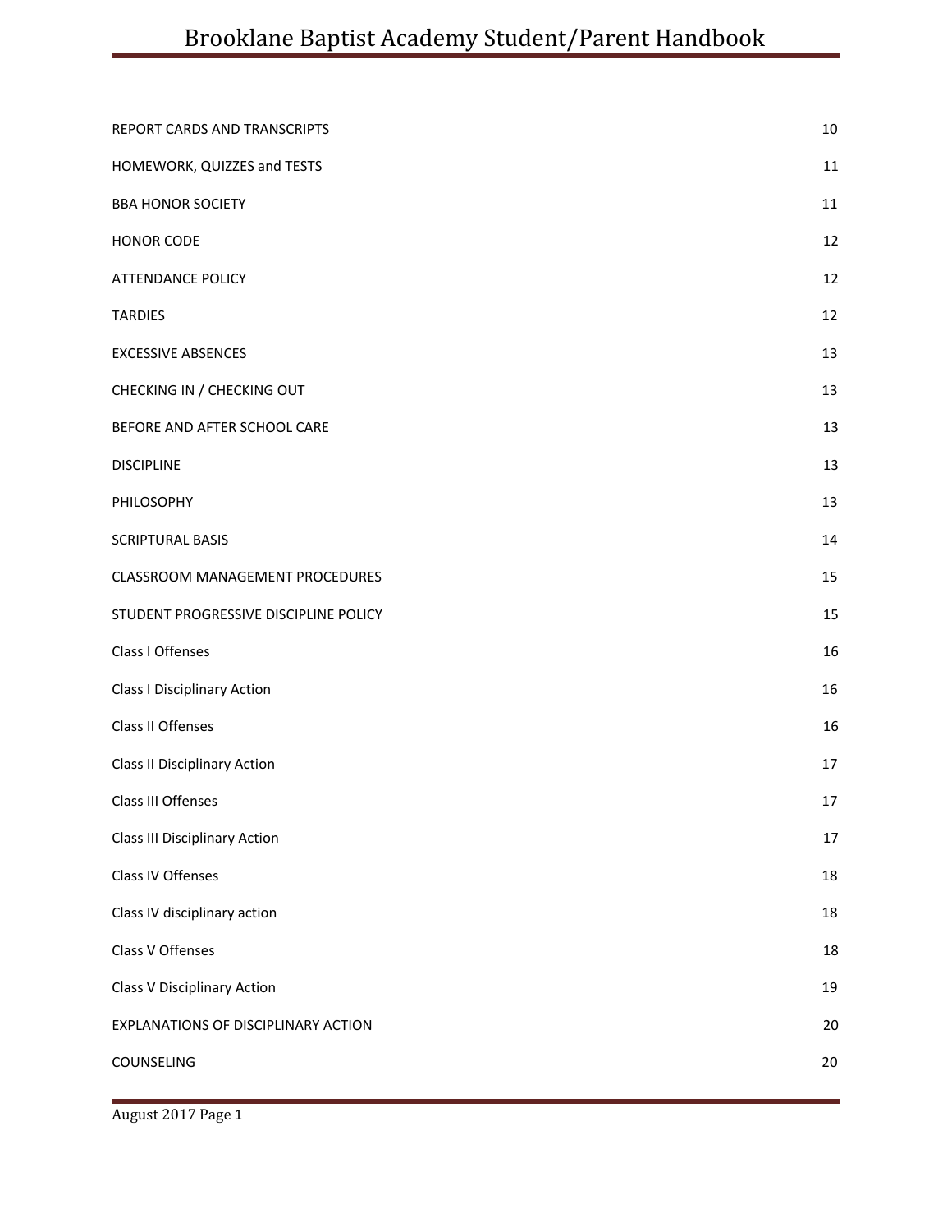| | |
|---|---|
| REPORT CARDS AND TRANSCRIPTS | 10 |
| HOMEWORK, QUIZZES and TESTS | 11 |
| BBA HONOR SOCIETY | 11 |
| HONOR CODE | 12 |
| ATTENDANCE POLICY | 12 |
| TARDIES | 12 |
| EXCESSIVE ABSENCES | 13 |
| CHECKING IN / CHECKING OUT | 13 |
| BEFORE AND AFTER SCHOOL CARE | 13 |
| DISCIPLINE | 13 |
| PHILOSOPHY | 13 |
| SCRIPTURAL BASIS | 14 |
| CLASSROOM MANAGEMENT PROCEDURES | 15 |
| STUDENT PROGRESSIVE DISCIPLINE POLICY | 15 |
| Class I Offenses | 16 |
| Class I Disciplinary Action | 16 |
| Class II Offenses | 16 |
| Class II Disciplinary Action | 17 |
| Class III Offenses | 17 |
| Class III Disciplinary Action | 17 |
| Class IV Offenses | 18 |
| Class IV disciplinary action | 18 |
| Class V Offenses | 18 |
| Class V Disciplinary Action | 19 |
| EXPLANATIONS OF DISCIPLINARY ACTION | 20 |
| COUNSELING | 20 |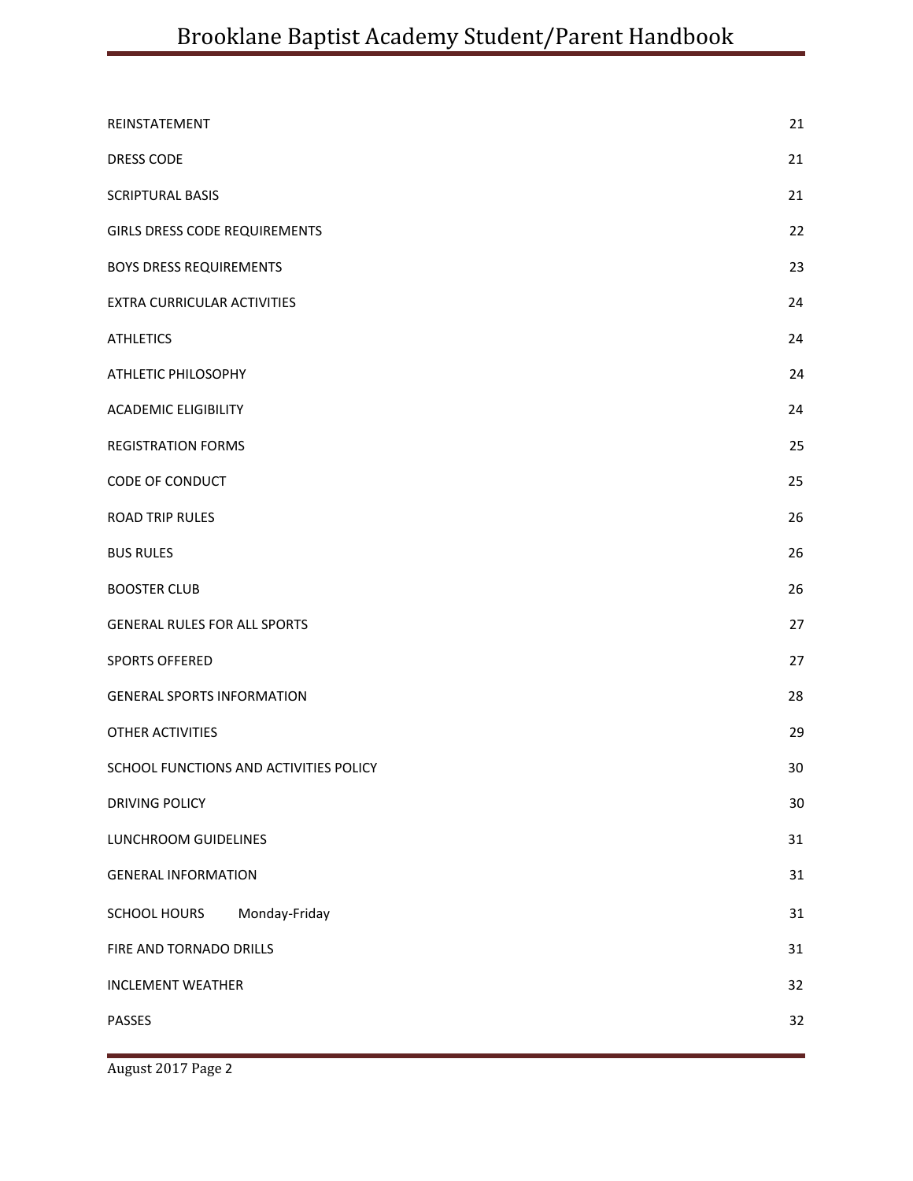| | |
|---|---|
| REINSTATEMENT | 21 |
| DRESS CODE | 21 |
| SCRIPTURAL BASIS | 21 |
| GIRLS DRESS CODE REQUIREMENTS | 22 |
| BOYS DRESS REQUIREMENTS | 23 |
| EXTRA CURRICULAR ACTIVITIES | 24 |
| ATHLETICS | 24 |
| ATHLETIC PHILOSOPHY | 24 |
| ACADEMIC ELIGIBILITY | 24 |
| REGISTRATION FORMS | 25 |
| CODE OF CONDUCT | 25 |
| ROAD TRIP RULES | 26 |
| BUS RULES | 26 |
| BOOSTER CLUB | 26 |
| GENERAL RULES FOR ALL SPORTS | 27 |
| SPORTS OFFERED | 27 |
| GENERAL SPORTS INFORMATION | 28 |
| OTHER ACTIVITIES | 29 |
| SCHOOL FUNCTIONS AND ACTIVITIES POLICY | 30 |
| DRIVING POLICY | 30 |
| LUNCHROOM GUIDELINES | 31 |
| GENERAL INFORMATION | 31 |
| SCHOOL HOURS Monday-Friday | 31 |
| FIRE AND TORNADO DRILLS | 31 |
| INCLEMENT WEATHER | 32 |
| PASSES | 32 |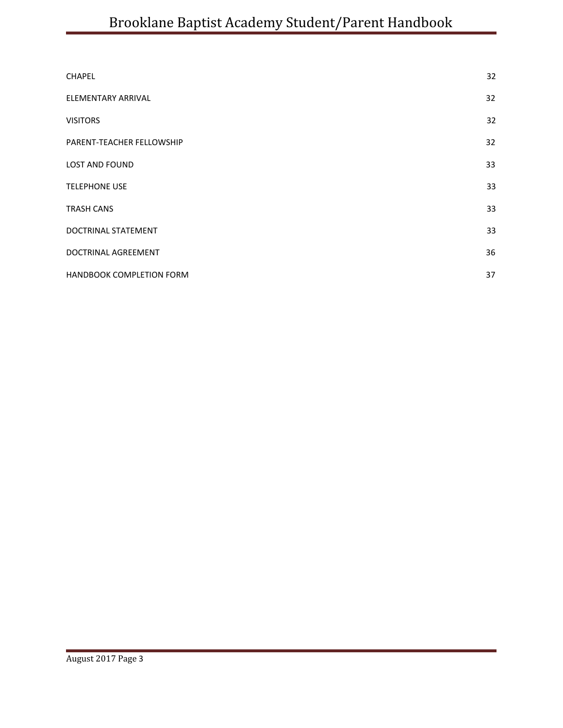| | |
|---|---|
| CHAPEL | 32 |
| ELEMENTARY ARRIVAL | 32 |
| VISITORS | 32 |
| PARENT-TEACHER FELLOWSHIP | 32 |
| LOST AND FOUND | 33 |
| TELEPHONE USE | 33 |
| TRASH CANS | 33 |
| DOCTRINAL STATEMENT | 33 |
| DOCTRINAL AGREEMENT | 36 |
| HANDBOOK COMPLETION FORM | 37 |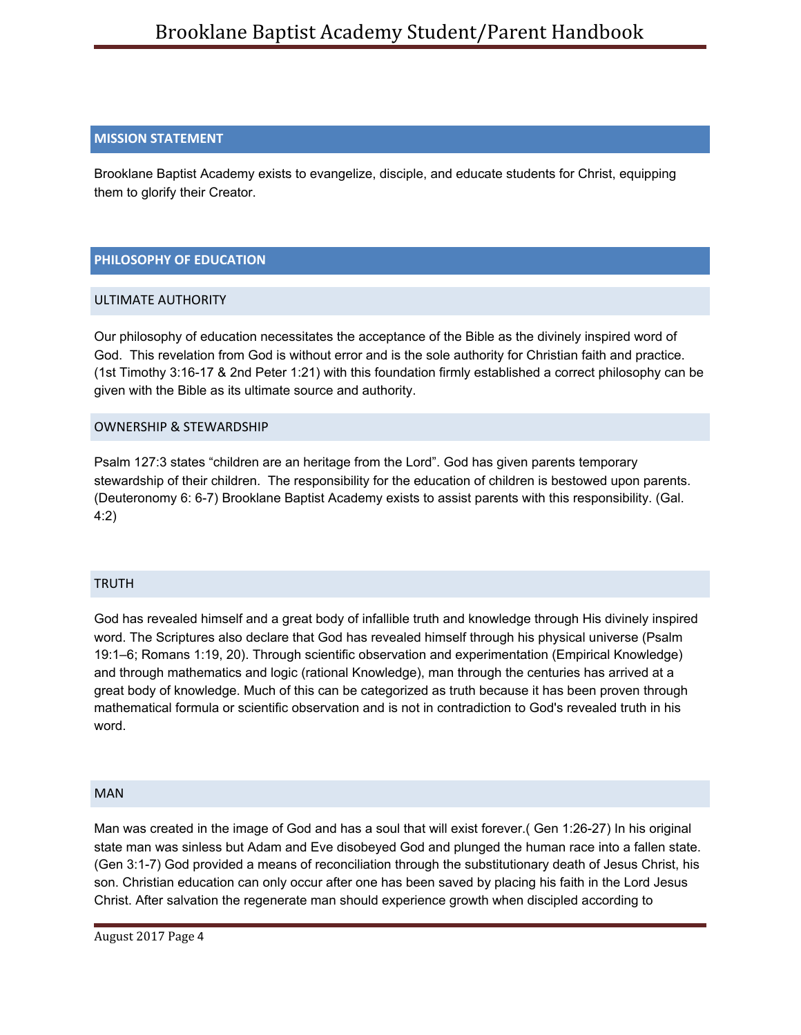## MISSION STATEMENT

Brooklane Baptist Academy exists to evangelize, disciple, and educate students for Christ, equipping them to glorify their Creator.

## PHILOSOPHY OF EDUCATION

### ULTIMATE AUTHORITY

Our philosophy of education necessitates the acceptance of the Bible as the divinely inspired word of God. This revelation from God is without error and is the sole authority for Christian faith and practice. (1st Timothy 3:16-17 & 2nd Peter 1:21) with this foundation firmly established a correct philosophy can be given with the Bible as its ultimate source and authority.

### OWNERSHIP & STEWARDSHIP

Psalm 127:3 states “children are an heritage from the Lord”. God has given parents temporary stewardship of their children. The responsibility for the education of children is bestowed upon parents. (Deuteronomy 6: 6-7) Brooklane Baptist Academy exists to assist parents with this responsibility. (Gal. 4:2)

### TRUTH

God has revealed himself and a great body of infallible truth and knowledge through His divinely inspired word. The Scriptures also declare that God has revealed himself through his physical universe (Psalm 19:1–6; Romans 1:19, 20). Through scientific observation and experimentation (Empirical Knowledge) and through mathematics and logic (rational Knowledge), man through the centuries has arrived at a great body of knowledge. Much of this can be categorized as truth because it has been proven through mathematical formula or scientific observation and is not in contradiction to God's revealed truth in his word.

### MAN

Man was created in the image of God and has a soul that will exist forever.( Gen 1:26-27) In his original state man was sinless but Adam and Eve disobeyed God and plunged the human race into a fallen state. (Gen 3:1-7) God provided a means of reconciliation through the substitutionary death of Jesus Christ, his son. Christian education can only occur after one has been saved by placing his faith in the Lord Jesus Christ. After salvation the regenerate man should experience growth when discipled according to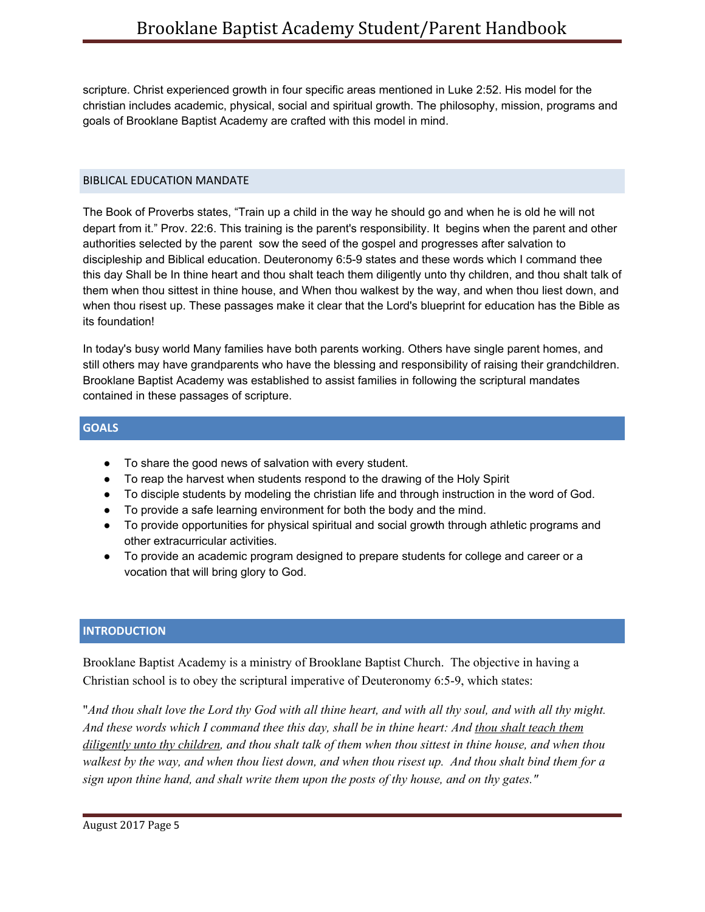scripture. Christ experienced growth in four specific areas mentioned in Luke 2:52. His model for the christian includes academic, physical, social and spiritual growth. The philosophy, mission, programs and goals of Brooklane Baptist Academy are crafted with this model in mind.

## BIBLICAL EDUCATION MANDATE

The Book of Proverbs states, “Train up a child in the way he should go and when he is old he will not depart from it.” Prov. 22:6. This training is the parent's responsibility. It begins when the parent and other authorities selected by the parent sow the seed of the gospel and progresses after salvation to discipleship and Biblical education. Deuteronomy 6:5-9 states and these words which I command thee this day Shall be In thine heart and thou shalt teach them diligently unto thy children, and thou shalt talk of them when thou sittest in thine house, and When thou walkest by the way, and when thou liest down, and when thou risest up. These passages make it clear that the Lord's blueprint for education has the Bible as its foundation!

In today's busy world Many families have both parents working. Others have single parent homes, and still others may have grandparents who have the blessing and responsibility of raising their grandchildren. Brooklane Baptist Academy was established to assist families in following the scriptural mandates contained in these passages of scripture.

## GOALS

- To share the good news of salvation with every student.
- To reap the harvest when students respond to the drawing of the Holy Spirit
- To disciple students by modeling the christian life and through instruction in the word of God.
- To provide a safe learning environment for both the body and the mind.
- To provide opportunities for physical spiritual and social growth through athletic programs and other extracurricular activities.
- To provide an academic program designed to prepare students for college and career or a vocation that will bring glory to God.

## INTRODUCTION

Brooklane Baptist Academy is a ministry of Brooklane Baptist Church. The objective in having a Christian school is to obey the scriptural imperative of Deuteronomy 6:5-9, which states:

"*And thou shalt love the Lord thy God with all thine heart, and with all thy soul, and with all thy might. And these words which I command thee this day, shall be in thine heart: And thou shalt teach them diligently unto thy children, and thou shalt talk of them when thou sittest in thine house, and when thou walkest by the way, and when thou liest down, and when thou risest up. And thou shalt bind them for a sign upon thine hand, and shalt write them upon the posts of thy house, and on thy gates."*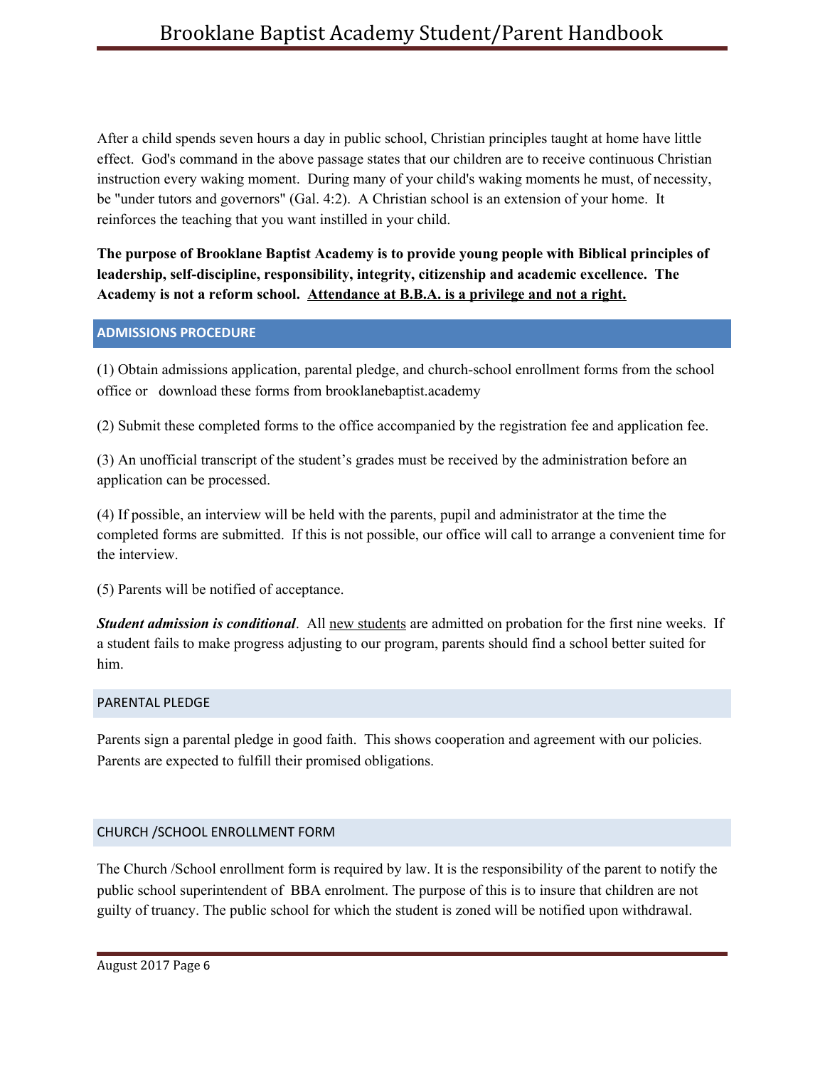After a child spends seven hours a day in public school, Christian principles taught at home have little effect. God's command in the above passage states that our children are to receive continuous Christian instruction every waking moment. During many of your child's waking moments he must, of necessity, be "under tutors and governors" (Gal. 4:2). A Christian school is an extension of your home. It reinforces the teaching that you want instilled in your child.

**The purpose of Brooklane Baptist Academy is to provide young people with Biblical principles of leadership, self-discipline, responsibility, integrity, citizenship and academic excellence. The Academy is not a reform school. <u>Attendance at B.B.A. is a privilege and not a right.</u>**

## ADMISSIONS PROCEDURE

(1) Obtain admissions application, parental pledge, and church-school enrollment forms from the school office or download these forms from brooklanebaptist.academy

(2) Submit these completed forms to the office accompanied by the registration fee and application fee.

(3) An unofficial transcript of the student's grades must be received by the administration before an application can be processed.

(4) If possible, an interview will be held with the parents, pupil and administrator at the time the completed forms are submitted. If this is not possible, our office will call to arrange a convenient time for the interview.

(5) Parents will be notified of acceptance.

***Student admission is conditional***. All <u>new students</u> are admitted on probation for the first nine weeks. If a student fails to make progress adjusting to our program, parents should find a school better suited for him.

### PARENTAL PLEDGE

Parents sign a parental pledge in good faith. This shows cooperation and agreement with our policies. Parents are expected to fulfill their promised obligations.

### CHURCH /SCHOOL ENROLLMENT FORM

The Church /School enrollment form is required by law. It is the responsibility of the parent to notify the public school superintendent of BBA enrolment. The purpose of this is to insure that children are not guilty of truancy. The public school for which the student is zoned will be notified upon withdrawal.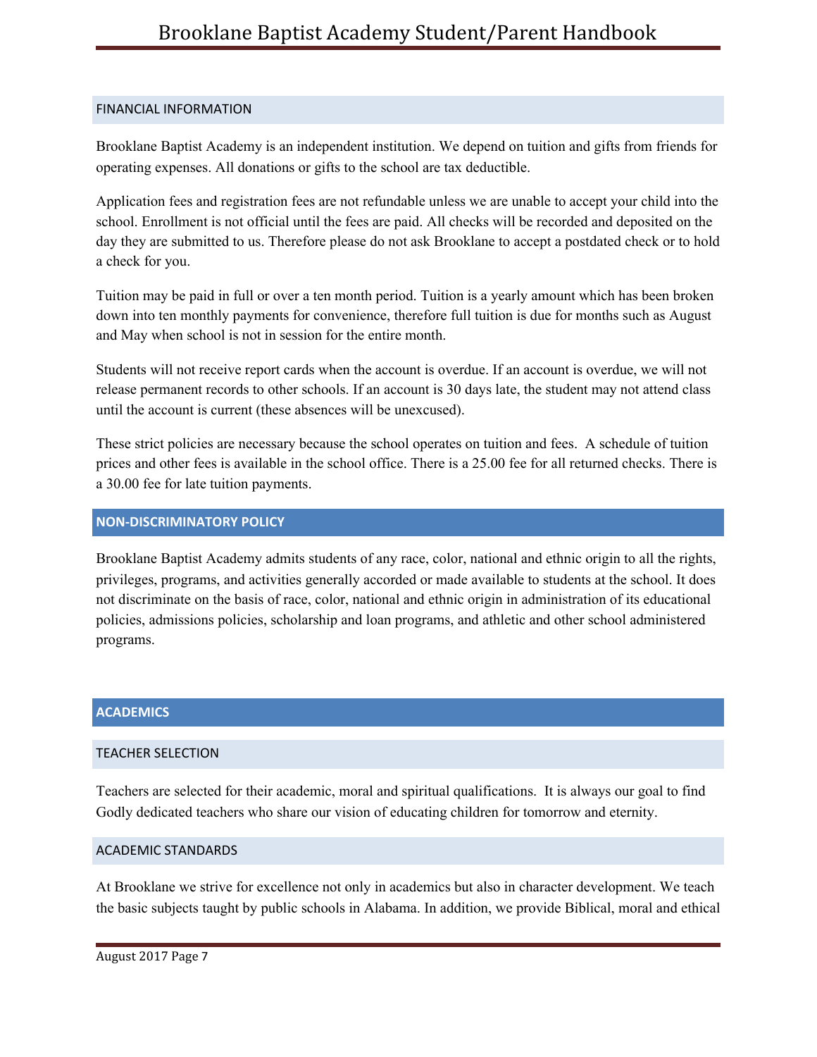## FINANCIAL INFORMATION

Brooklane Baptist Academy is an independent institution. We depend on tuition and gifts from friends for operating expenses. All donations or gifts to the school are tax deductible.

Application fees and registration fees are not refundable unless we are unable to accept your child into the school. Enrollment is not official until the fees are paid. All checks will be recorded and deposited on the day they are submitted to us. Therefore please do not ask Brooklane to accept a postdated check or to hold a check for you.

Tuition may be paid in full or over a ten month period. Tuition is a yearly amount which has been broken down into ten monthly payments for convenience, therefore full tuition is due for months such as August and May when school is not in session for the entire month.

Students will not receive report cards when the account is overdue. If an account is overdue, we will not release permanent records to other schools. If an account is 30 days late, the student may not attend class until the account is current (these absences will be unexcused).

These strict policies are necessary because the school operates on tuition and fees. A schedule of tuition prices and other fees is available in the school office. There is a 25.00 fee for all returned checks. There is a 30.00 fee for late tuition payments.

## NON-DISCRIMINATORY POLICY

Brooklane Baptist Academy admits students of any race, color, national and ethnic origin to all the rights, privileges, programs, and activities generally accorded or made available to students at the school. It does not discriminate on the basis of race, color, national and ethnic origin in administration of its educational policies, admissions policies, scholarship and loan programs, and athletic and other school administered programs.

# ACADEMICS

## TEACHER SELECTION

Teachers are selected for their academic, moral and spiritual qualifications. It is always our goal to find Godly dedicated teachers who share our vision of educating children for tomorrow and eternity.

## ACADEMIC STANDARDS

At Brooklane we strive for excellence not only in academics but also in character development. We teach the basic subjects taught by public schools in Alabama. In addition, we provide Biblical, moral and ethical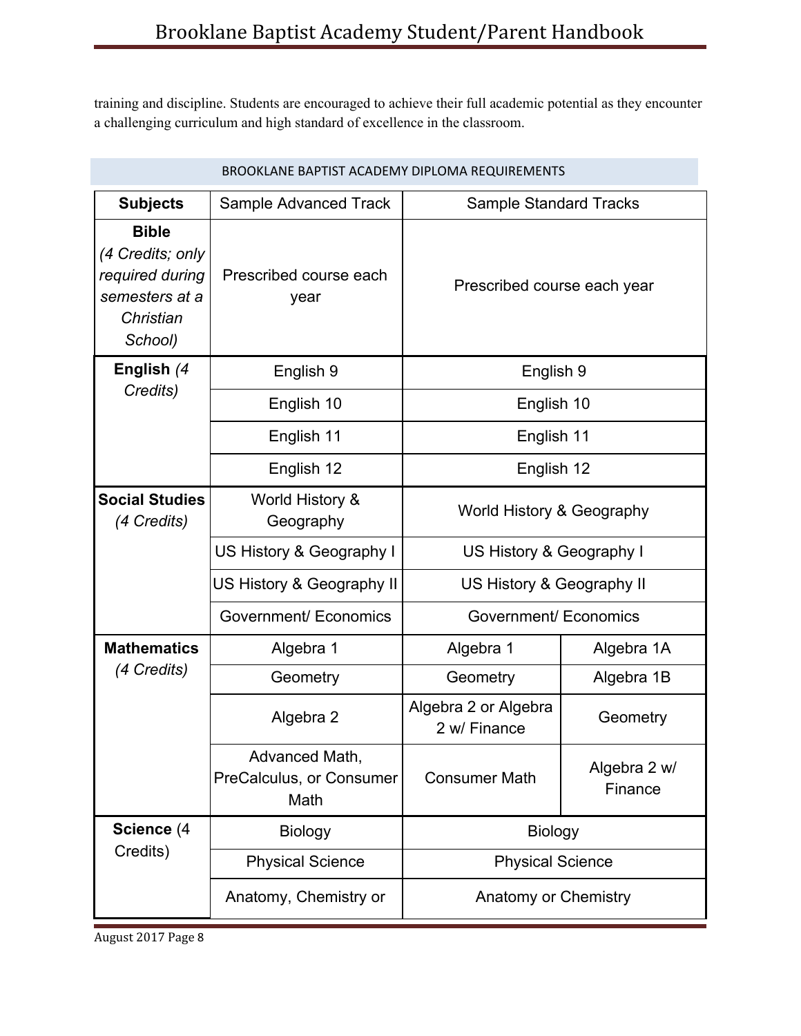training and discipline. Students are encouraged to achieve their full academic potential as they encounter a challenging curriculum and high standard of excellence in the classroom.

BROOKLANE BAPTIST ACADEMY DIPLOMA REQUIREMENTS

| Subjects | Sample Advanced Track | Sample Standard Tracks | |
|---|---|---|---|
| **Bible** *(4 Credits; only required during semesters at a Christian School)* | Prescribed course each year | Prescribed course each year | |
| **English** *(4 Credits)* | English 9 | English 9 | |
| | English 10 | English 10 | |
| | English 11 | English 11 | |
| | English 12 | English 12 | |
| **Social Studies** *(4 Credits)* | World History & Geography | World History & Geography | |
| | US History & Geography I | US History & Geography I | |
| | US History & Geography II | US History & Geography II | |
| | Government/ Economics | Government/ Economics | |
| **Mathematics** *(4 Credits)* | Algebra 1 | Algebra 1 | Algebra 1A |
| | Geometry | Geometry | Algebra 1B |
| | Algebra 2 | Algebra 2 or Algebra 2 w/ Finance | Geometry |
| | Advanced Math, PreCalculus, or Consumer Math | Consumer Math | Algebra 2 w/ Finance |
| **Science** (4 Credits) | Biology | Biology | |
| | Physical Science | Physical Science | |
| | Anatomy, Chemistry or | Anatomy or Chemistry | |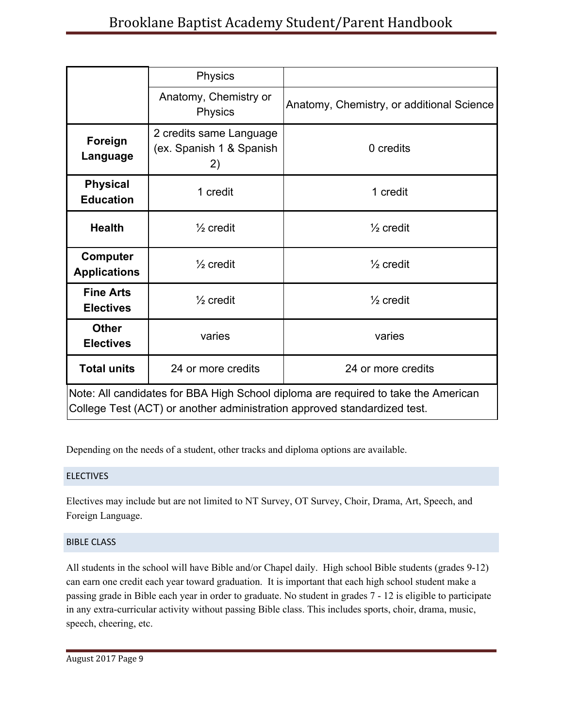| | | |
|---|---|---|
| | Physics | |
| | Anatomy, Chemistry or Physics | Anatomy, Chemistry, or additional Science |
| **Foreign Language** | 2 credits same Language (ex. Spanish 1 & Spanish 2) | 0 credits |
| **Physical Education** | 1 credit | 1 credit |
| **Health** | ½ credit | ½ credit |
| **Computer Applications** | ½ credit | ½ credit |
| **Fine Arts Electives** | ½ credit | ½ credit |
| **Other Electives** | varies | varies |
| **Total units** | 24 or more credits | 24 or more credits |
| Note: All candidates for BBA High School diploma are required to take the American College Test (ACT) or another administration approved standardized test. | | |

Depending on the needs of a student, other tracks and diploma options are available.

## ELECTIVES

Electives may include but are not limited to NT Survey, OT Survey, Choir, Drama, Art, Speech, and Foreign Language.

## BIBLE CLASS

All students in the school will have Bible and/or Chapel daily. High school Bible students (grades 9-12) can earn one credit each year toward graduation. It is important that each high school student make a passing grade in Bible each year in order to graduate. No student in grades 7 - 12 is eligible to participate in any extra-curricular activity without passing Bible class. This includes sports, choir, drama, music, speech, cheering, etc.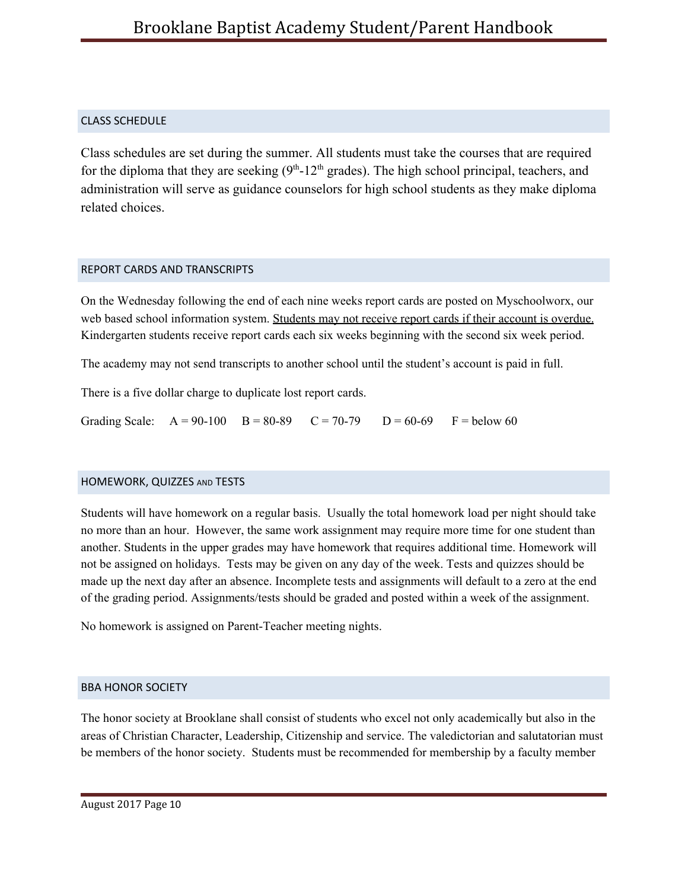## CLASS SCHEDULE

Class schedules are set during the summer. All students must take the courses that are required for the diploma that they are seeking (9th-12th grades). The high school principal, teachers, and administration will serve as guidance counselors for high school students as they make diploma related choices.

## REPORT CARDS AND TRANSCRIPTS

On the Wednesday following the end of each nine weeks report cards are posted on Myschoolworx, our web based school information system. <u>Students may not receive report cards if their account is overdue.</u> Kindergarten students receive report cards each six weeks beginning with the second six week period.

The academy may not send transcripts to another school until the student's account is paid in full.

There is a five dollar charge to duplicate lost report cards.

Grading Scale: A = 90-100 B = 80-89 C = 70-79 D = 60-69 F = below 60

## HOMEWORK, QUIZZES AND TESTS

Students will have homework on a regular basis. Usually the total homework load per night should take no more than an hour. However, the same work assignment may require more time for one student than another. Students in the upper grades may have homework that requires additional time. Homework will not be assigned on holidays. Tests may be given on any day of the week. Tests and quizzes should be made up the next day after an absence. Incomplete tests and assignments will default to a zero at the end of the grading period. Assignments/tests should be graded and posted within a week of the assignment.

No homework is assigned on Parent-Teacher meeting nights.

## BBA HONOR SOCIETY

The honor society at Brooklane shall consist of students who excel not only academically but also in the areas of Christian Character, Leadership, Citizenship and service. The valedictorian and salutatorian must be members of the honor society. Students must be recommended for membership by a faculty member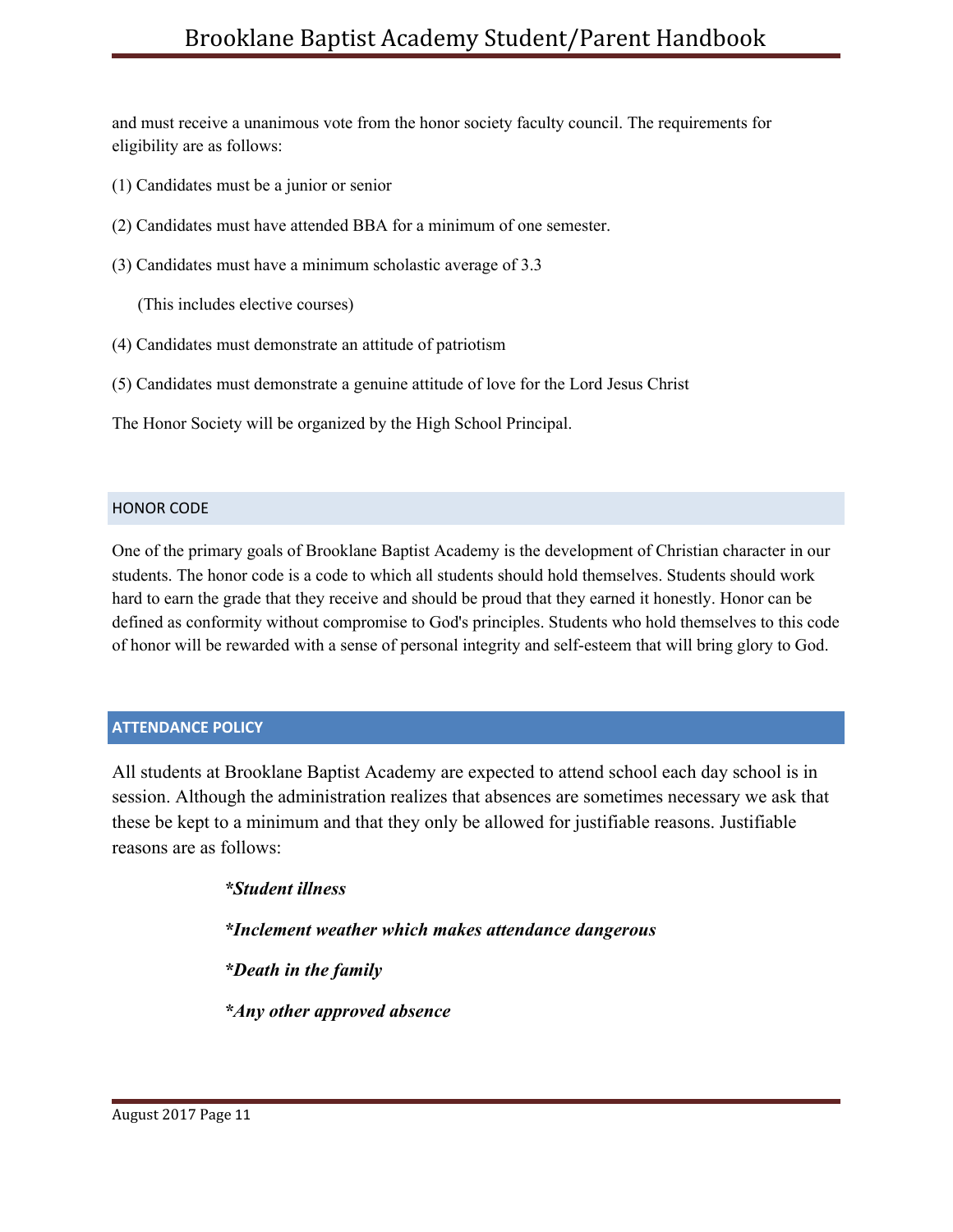and must receive a unanimous vote from the honor society faculty council. The requirements for eligibility are as follows:

(1) Candidates must be a junior or senior

(2) Candidates must have attended BBA for a minimum of one semester.

(3) Candidates must have a minimum scholastic average of 3.3

(This includes elective courses)

(4) Candidates must demonstrate an attitude of patriotism

(5) Candidates must demonstrate a genuine attitude of love for the Lord Jesus Christ

The Honor Society will be organized by the High School Principal.

## HONOR CODE

One of the primary goals of Brooklane Baptist Academy is the development of Christian character in our students. The honor code is a code to which all students should hold themselves. Students should work hard to earn the grade that they receive and should be proud that they earned it honestly. Honor can be defined as conformity without compromise to God's principles. Students who hold themselves to this code of honor will be rewarded with a sense of personal integrity and self-esteem that will bring glory to God.

## ATTENDANCE POLICY

All students at Brooklane Baptist Academy are expected to attend school each day school is in session. Although the administration realizes that absences are sometimes necessary we ask that these be kept to a minimum and that they only be allowed for justifiable reasons. Justifiable reasons are as follows:

***Student illness***

***Inclement weather which makes attendance dangerous***

***Death in the family***

***Any other approved absence***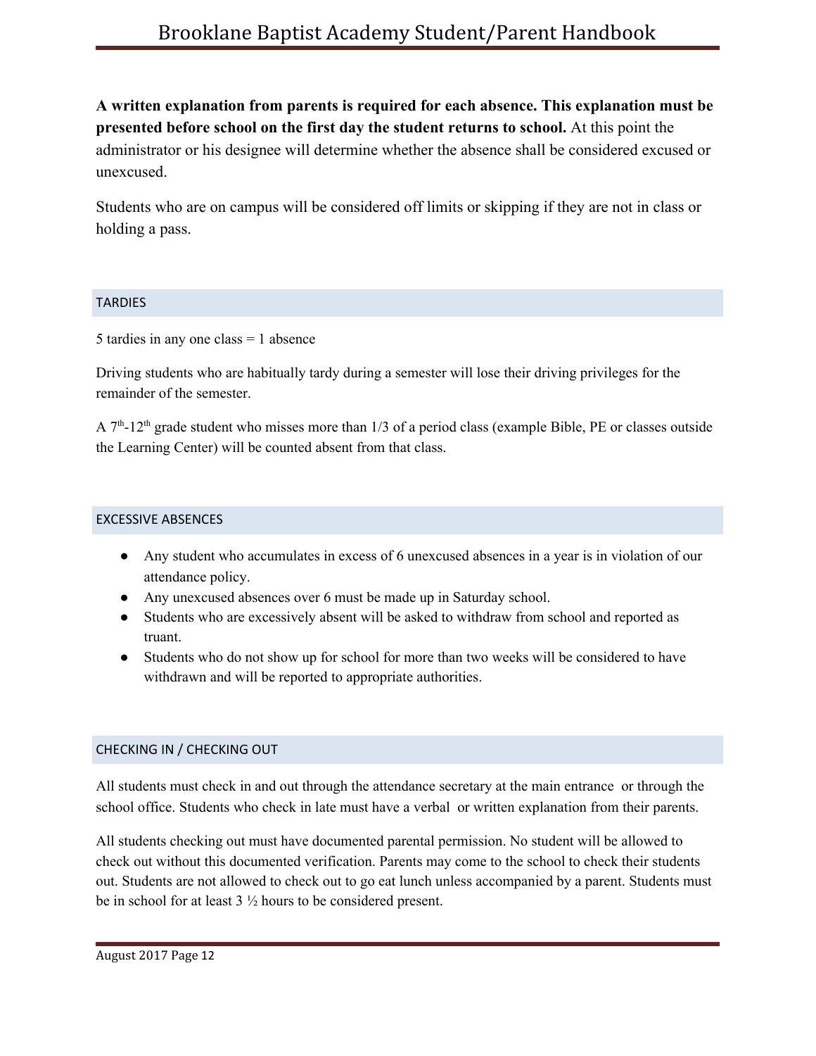**A written explanation from parents is required for each absence. This explanation must be presented before school on the first day the student returns to school.** At this point the administrator or his designee will determine whether the absence shall be considered excused or unexcused.

Students who are on campus will be considered off limits or skipping if they are not in class or holding a pass.

## TARDIES

5 tardies in any one class = 1 absence

Driving students who are habitually tardy during a semester will lose their driving privileges for the remainder of the semester.

A $7^{th}$-$12^{th}$ grade student who misses more than 1/3 of a period class (example Bible, PE or classes outside the Learning Center) will be counted absent from that class.

## EXCESSIVE ABSENCES

- Any student who accumulates in excess of 6 unexcused absences in a year is in violation of our attendance policy.
- Any unexcused absences over 6 must be made up in Saturday school.
- Students who are excessively absent will be asked to withdraw from school and reported as truant.
- Students who do not show up for school for more than two weeks will be considered to have withdrawn and will be reported to appropriate authorities.

## CHECKING IN / CHECKING OUT

All students must check in and out through the attendance secretary at the main entrance or through the school office. Students who check in late must have a verbal or written explanation from their parents.

All students checking out must have documented parental permission. No student will be allowed to check out without this documented verification. Parents may come to the school to check their students out. Students are not allowed to check out to go eat lunch unless accompanied by a parent. Students must be in school for at least 3 ½ hours to be considered present.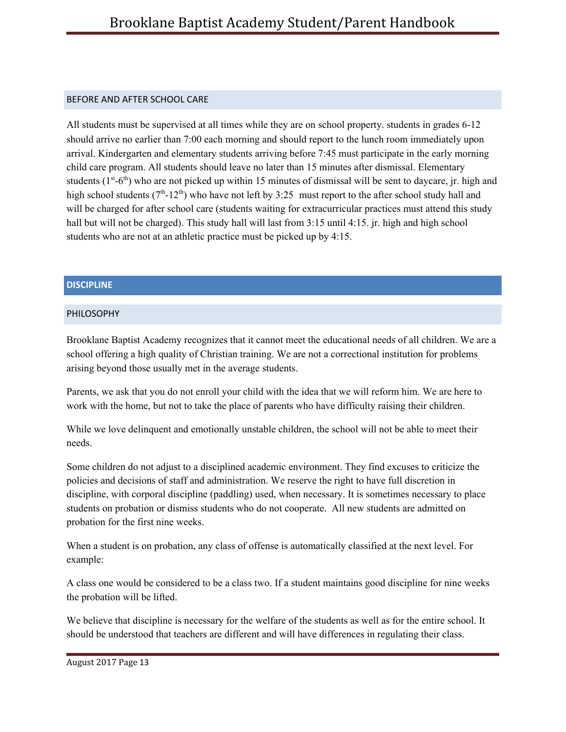## BEFORE AND AFTER SCHOOL CARE

All students must be supervised at all times while they are on school property. students in grades 6-12 should arrive no earlier than 7:00 each morning and should report to the lunch room immediately upon arrival. Kindergarten and elementary students arriving before 7:45 must participate in the early morning child care program. All students should leave no later than 15 minutes after dismissal. Elementary students (1st-6th) who are not picked up within 15 minutes of dismissal will be sent to daycare, jr. high and high school students (7th-12th) who have not left by 3:25 must report to the after school study hall and will be charged for after school care (students waiting for extracurricular practices must attend this study hall but will not be charged). This study hall will last from 3:15 until 4:15. jr. high and high school students who are not at an athletic practice must be picked up by 4:15.

# DISCIPLINE

## PHILOSOPHY

Brooklane Baptist Academy recognizes that it cannot meet the educational needs of all children. We are a school offering a high quality of Christian training. We are not a correctional institution for problems arising beyond those usually met in the average students.

Parents, we ask that you do not enroll your child with the idea that we will reform him. We are here to work with the home, but not to take the place of parents who have difficulty raising their children.

While we love delinquent and emotionally unstable children, the school will not be able to meet their needs.

Some children do not adjust to a disciplined academic environment. They find excuses to criticize the policies and decisions of staff and administration. We reserve the right to have full discretion in discipline, with corporal discipline (paddling) used, when necessary. It is sometimes necessary to place students on probation or dismiss students who do not cooperate. All new students are admitted on probation for the first nine weeks.

When a student is on probation, any class of offense is automatically classified at the next level. For example:

A class one would be considered to be a class two. If a student maintains good discipline for nine weeks the probation will be lifted.

We believe that discipline is necessary for the welfare of the students as well as for the entire school. It should be understood that teachers are different and will have differences in regulating their class.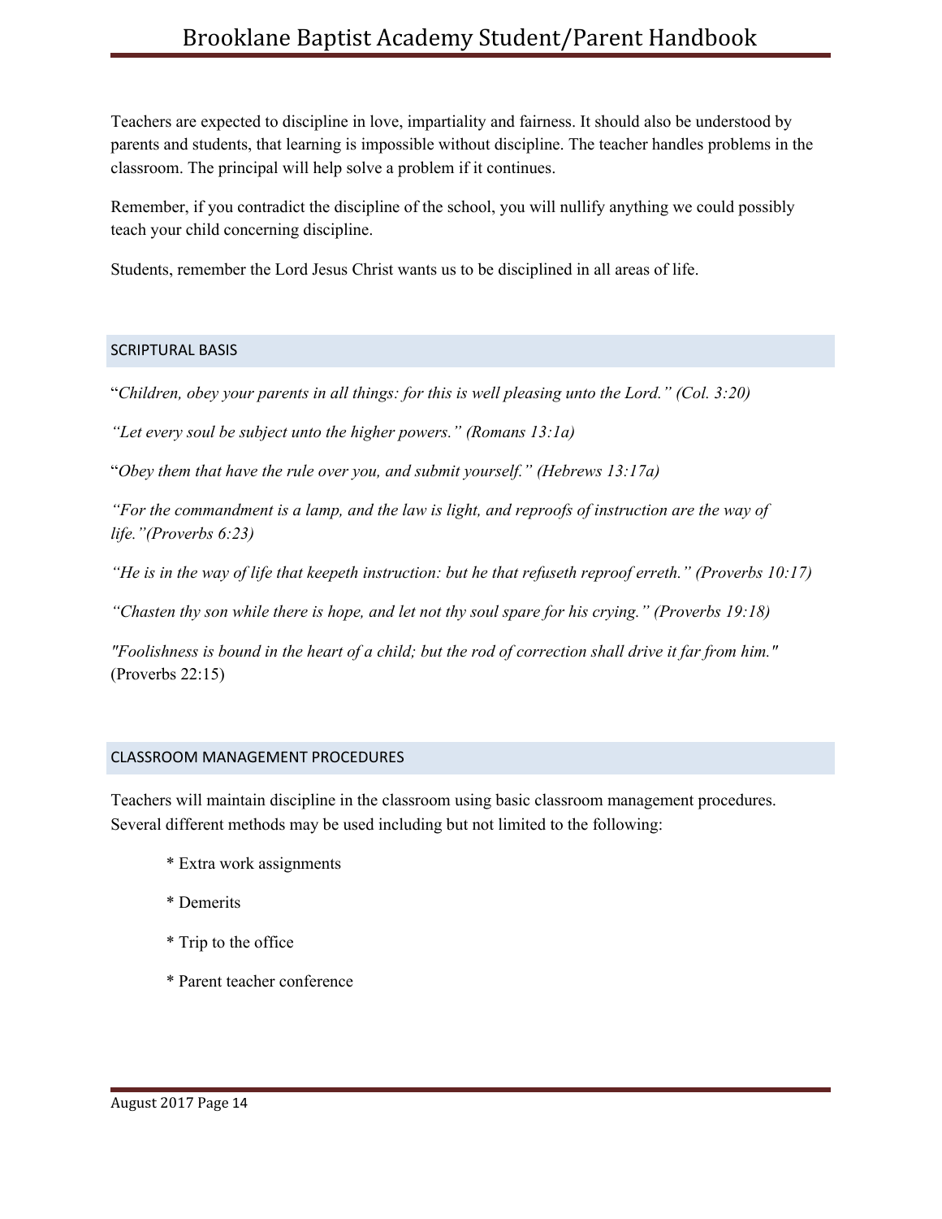Teachers are expected to discipline in love, impartiality and fairness. It should also be understood by parents and students, that learning is impossible without discipline. The teacher handles problems in the classroom. The principal will help solve a problem if it continues.

Remember, if you contradict the discipline of the school, you will nullify anything we could possibly teach your child concerning discipline.

Students, remember the Lord Jesus Christ wants us to be disciplined in all areas of life.

## SCRIPTURAL BASIS

"*Children, obey your parents in all things: for this is well pleasing unto the Lord." (Col. 3:20)*

*"Let every soul be subject unto the higher powers." (Romans 13:1a)*

"*Obey them that have the rule over you, and submit yourself." (Hebrews 13:17a)*

*"For the commandment is a lamp, and the law is light, and reproofs of instruction are the way of life."(Proverbs 6:23)*

*"He is in the way of life that keepeth instruction: but he that refuseth reproof erreth." (Proverbs 10:17)*

*"Chasten thy son while there is hope, and let not thy soul spare for his crying." (Proverbs 19:18)*

*"Foolishness is bound in the heart of a child; but the rod of correction shall drive it far from him."* (Proverbs 22:15)

## CLASSROOM MANAGEMENT PROCEDURES

Teachers will maintain discipline in the classroom using basic classroom management procedures. Several different methods may be used including but not limited to the following:

* Extra work assignments
* Demerits
* Trip to the office
* Parent teacher conference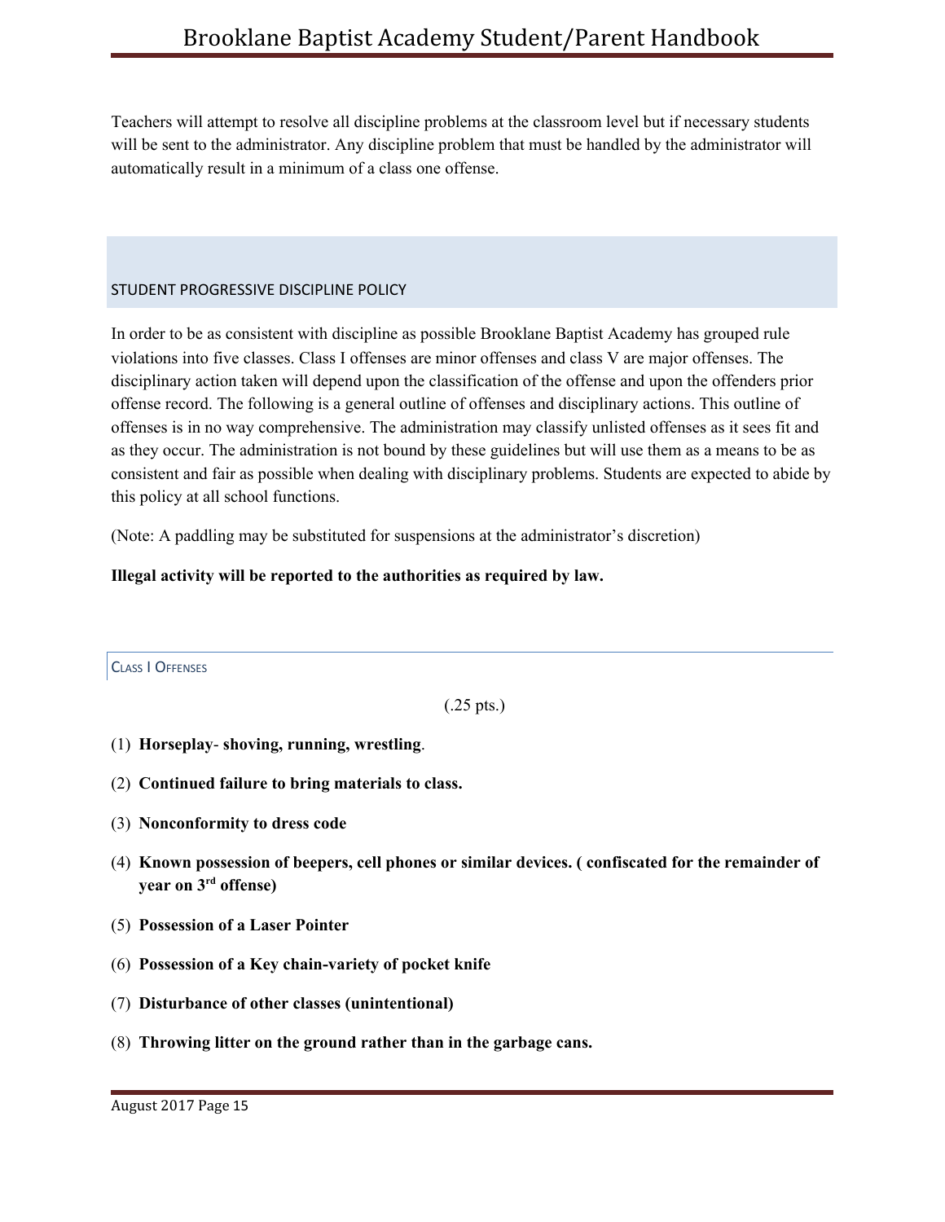Teachers will attempt to resolve all discipline problems at the classroom level but if necessary students will be sent to the administrator. Any discipline problem that must be handled by the administrator will automatically result in a minimum of a class one offense.

## STUDENT PROGRESSIVE DISCIPLINE POLICY

In order to be as consistent with discipline as possible Brooklane Baptist Academy has grouped rule violations into five classes. Class I offenses are minor offenses and class V are major offenses. The disciplinary action taken will depend upon the classification of the offense and upon the offenders prior offense record. The following is a general outline of offenses and disciplinary actions. This outline of offenses is in no way comprehensive. The administration may classify unlisted offenses as it sees fit and as they occur. The administration is not bound by these guidelines but will use them as a means to be as consistent and fair as possible when dealing with disciplinary problems. Students are expected to abide by this policy at all school functions.

(Note: A paddling may be substituted for suspensions at the administrator's discretion)

**Illegal activity will be reported to the authorities as required by law.**

### Class I Offenses

(.25 pts.)

(1) **Horseplay**- **shoving, running, wrestling**.

(2) **Continued failure to bring materials to class.**

(3) **Nonconformity to dress code**

(4) **Known possession of beepers, cell phones or similar devices. ( confiscated for the remainder of year on 3rd offense)**

(5) **Possession of a Laser Pointer**

(6) **Possession of a Key chain-variety of pocket knife**

(7) **Disturbance of other classes (unintentional)**

(8) **Throwing litter on the ground rather than in the garbage cans.**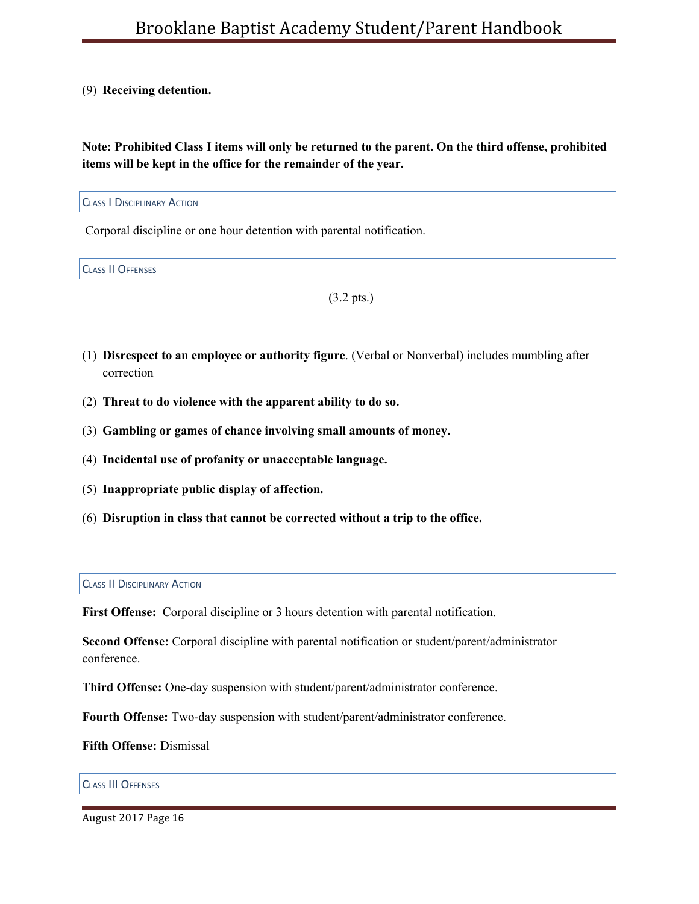(9) **Receiving detention.**

**Note: Prohibited Class I items will only be returned to the parent. On the third offense, prohibited items will be kept in the office for the remainder of the year.**

### Class I Disciplinary Action

Corporal discipline or one hour detention with parental notification.

### Class II Offenses

(3.2 pts.)

(1) **Disrespect to an employee or authority figure**. (Verbal or Nonverbal) includes mumbling after correction

(2) **Threat to do violence with the apparent ability to do so.**

(3) **Gambling or games of chance involving small amounts of money.**

(4) **Incidental use of profanity or unacceptable language.**

(5) **Inappropriate public display of affection.**

(6) **Disruption in class that cannot be corrected without a trip to the office.**

### Class II Disciplinary Action

**First Offense:** Corporal discipline or 3 hours detention with parental notification.

**Second Offense:** Corporal discipline with parental notification or student/parent/administrator conference.

**Third Offense:** One-day suspension with student/parent/administrator conference.

**Fourth Offense:** Two-day suspension with student/parent/administrator conference.

**Fifth Offense:** Dismissal

### Class III Offenses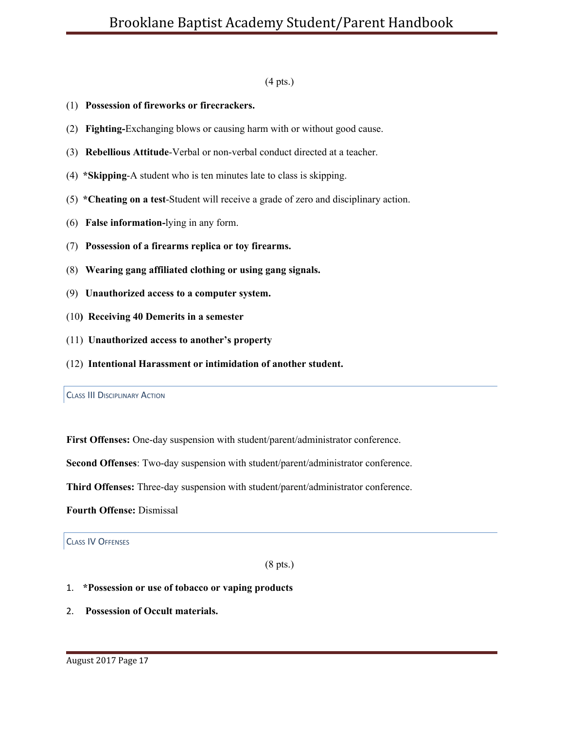(4 pts.)

(1) **Possession of fireworks or firecrackers.**

(2) **Fighting-**Exchanging blows or causing harm with or without good cause.

(3) **Rebellious Attitude**-Verbal or non-verbal conduct directed at a teacher.

(4) ***Skipping**-A student who is ten minutes late to class is skipping.

(5) ***Cheating on a test**-Student will receive a grade of zero and disciplinary action.

(6) **False information-**lying in any form.

(7) **Possession of a firearms replica or toy firearms.**

(8) **Wearing gang affiliated clothing or using gang signals.**

(9) **Unauthorized access to a computer system.**

(10**) Receiving 40 Demerits in a semester**

(11) **Unauthorized access to another's property**

(12) **Intentional Harassment or intimidation of another student.**

### Class III Disciplinary Action

**First Offenses:** One-day suspension with student/parent/administrator conference.

**Second Offenses**: Two-day suspension with student/parent/administrator conference.

**Third Offenses:** Three-day suspension with student/parent/administrator conference.

**Fourth Offense:** Dismissal

### Class IV Offenses

(8 pts.)

1. ***Possession or use of tobacco or vaping products**
2. **Possession of Occult materials.**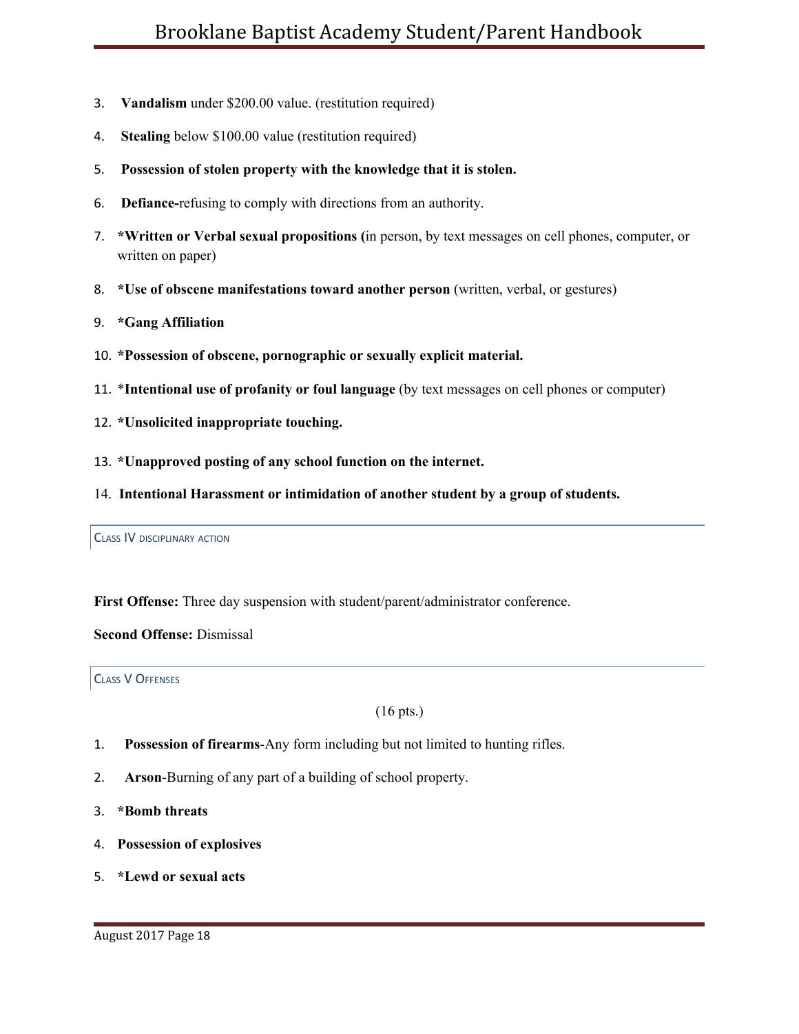3. **Vandalism** under $200.00 value. (restitution required)

4. **Stealing** below $100.00 value (restitution required)

5. **Possession of stolen property with the knowledge that it is stolen.**

6. **Defiance-**refusing to comply with directions from an authority.

7. ***Written or Verbal sexual propositions (**in person, by text messages on cell phones, computer, or written on paper)

8. ***Use of obscene manifestations toward another person** (written, verbal, or gestures)

9. ***Gang Affiliation**

10. ***Possession of obscene, pornographic or sexually explicit material.**

11. ***Intentional use of profanity or foul language** (by text messages on cell phones or computer)

12. ***Unsolicited inappropriate touching.**

13. ***Unapproved posting of any school function on the internet.**

14. **Intentional Harassment or intimidation of another student by a group of students.**

### Class IV disciplinary action

**First Offense:** Three day suspension with student/parent/administrator conference.

**Second Offense:** Dismissal

### Class V Offenses

(16 pts.)

1. **Possession of firearms**-Any form including but not limited to hunting rifles.

2. **Arson**-Burning of any part of a building of school property.

3. ***Bomb threats**

4. **Possession of explosives**

5. ***Lewd or sexual acts**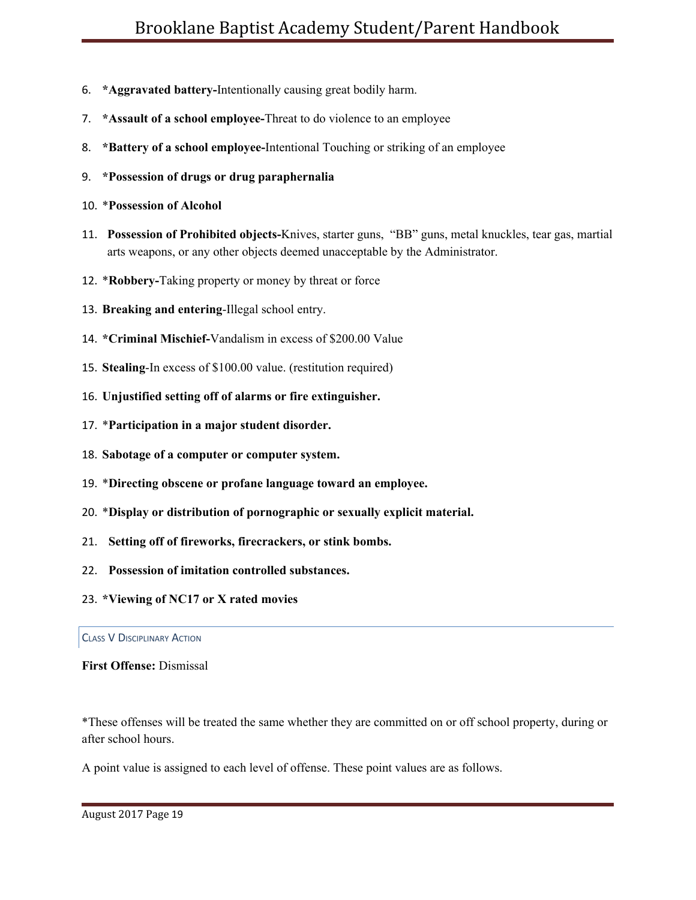6. ***Aggravated battery-**Intentionally causing great bodily harm.
7. ***Assault of a school employee-**Threat to do violence to an employee
8. ***Battery of a school employee-**Intentional Touching or striking of an employee
9. ***Possession of drugs or drug paraphernalia**
10. ***Possession of Alcohol**
11. **Possession of Prohibited objects-**Knives, starter guns, "BB" guns, metal knuckles, tear gas, martial arts weapons, or any other objects deemed unacceptable by the Administrator.
12. ***Robbery-**Taking property or money by threat or force
13. **Breaking and entering**-Illegal school entry.
14. ***Criminal Mischief-**Vandalism in excess of $200.00 Value
15. **Stealing**-In excess of $100.00 value. (restitution required)
16. **Unjustified setting off of alarms or fire extinguisher.**
17. ***Participation in a major student disorder.**
18. **Sabotage of a computer or computer system.**
19. ***Directing obscene or profane language toward an employee.**
20. ***Display or distribution of pornographic or sexually explicit material.**
21. **Setting off of fireworks, firecrackers, or stink bombs.**
22. **Possession of imitation controlled substances.**
23. ***Viewing of NC17 or X rated movies**

### Class V Disciplinary Action

**First Offense:** Dismissal

*These offenses will be treated the same whether they are committed on or off school property, during or after school hours.

A point value is assigned to each level of offense. These point values are as follows.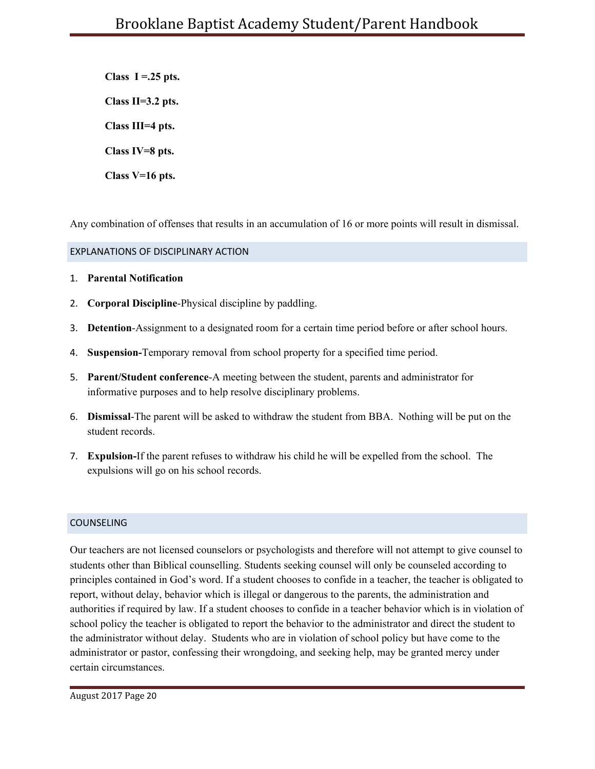**Class I =.25 pts.**

**Class II=3.2 pts.**

**Class III=4 pts.**

**Class IV=8 pts.**

**Class V=16 pts.**

Any combination of offenses that results in an accumulation of 16 or more points will result in dismissal.

## EXPLANATIONS OF DISCIPLINARY ACTION

1. **Parental Notification**
2. **Corporal Discipline**-Physical discipline by paddling.
3. **Detention**-Assignment to a designated room for a certain time period before or after school hours.
4. **Suspension-**Temporary removal from school property for a specified time period.
5. **Parent/Student conference**-A meeting between the student, parents and administrator for informative purposes and to help resolve disciplinary problems.
6. **Dismissal**-The parent will be asked to withdraw the student from BBA. Nothing will be put on the student records.
7. **Expulsion-**If the parent refuses to withdraw his child he will be expelled from the school. The expulsions will go on his school records.

## COUNSELING

Our teachers are not licensed counselors or psychologists and therefore will not attempt to give counsel to students other than Biblical counselling. Students seeking counsel will only be counseled according to principles contained in God's word. If a student chooses to confide in a teacher, the teacher is obligated to report, without delay, behavior which is illegal or dangerous to the parents, the administration and authorities if required by law. If a student chooses to confide in a teacher behavior which is in violation of school policy the teacher is obligated to report the behavior to the administrator and direct the student to the administrator without delay. Students who are in violation of school policy but have come to the administrator or pastor, confessing their wrongdoing, and seeking help, may be granted mercy under certain circumstances.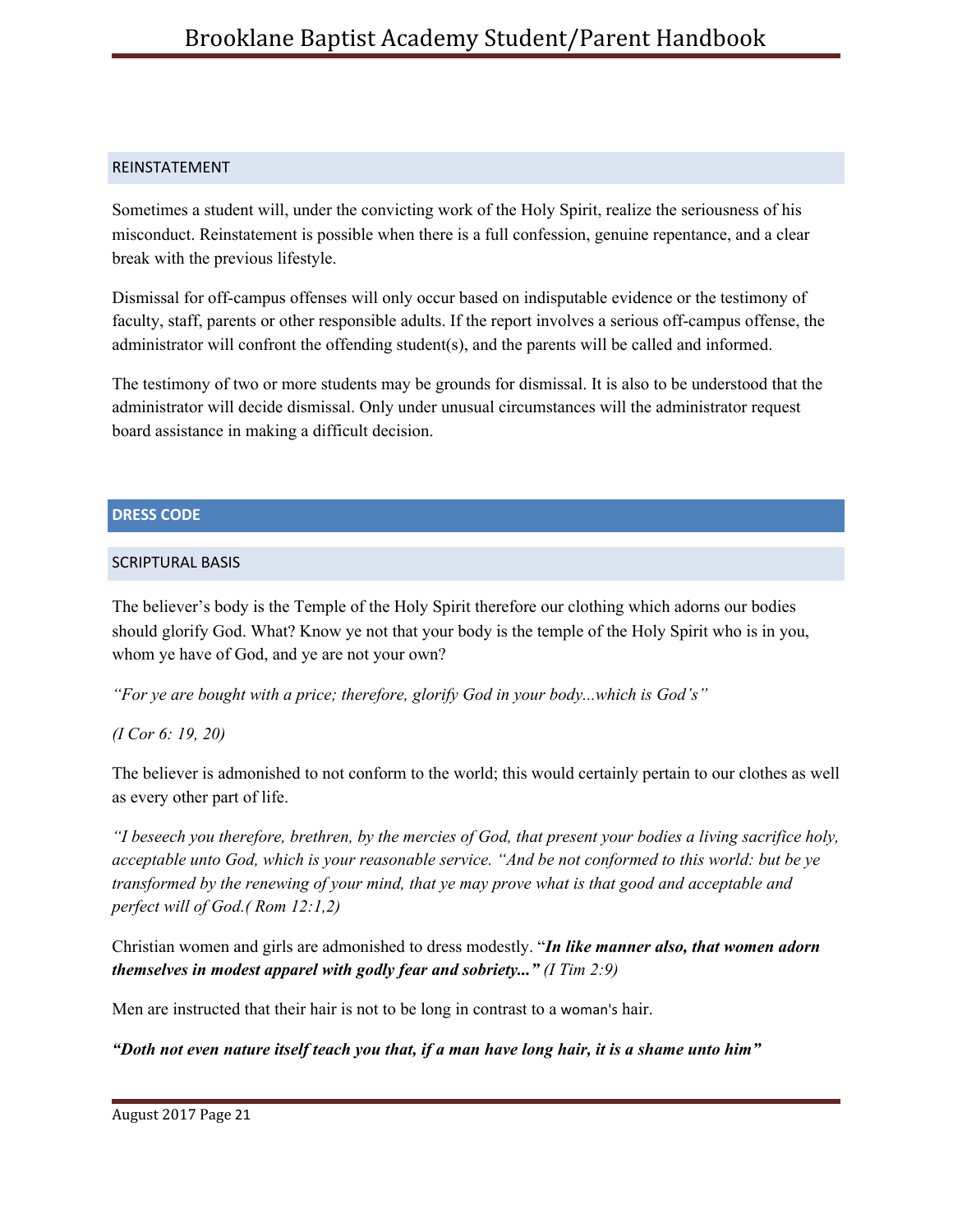### REINSTATEMENT

Sometimes a student will, under the convicting work of the Holy Spirit, realize the seriousness of his misconduct. Reinstatement is possible when there is a full confession, genuine repentance, and a clear break with the previous lifestyle.

Dismissal for off-campus offenses will only occur based on indisputable evidence or the testimony of faculty, staff, parents or other responsible adults. If the report involves a serious off-campus offense, the administrator will confront the offending student(s), and the parents will be called and informed.

The testimony of two or more students may be grounds for dismissal. It is also to be understood that the administrator will decide dismissal. Only under unusual circumstances will the administrator request board assistance in making a difficult decision.

## DRESS CODE

### SCRIPTURAL BASIS

The believer's body is the Temple of the Holy Spirit therefore our clothing which adorns our bodies should glorify God. What? Know ye not that your body is the temple of the Holy Spirit who is in you, whom ye have of God, and ye are not your own?

*"For ye are bought with a price; therefore, glorify God in your body...which is God's"*

*(I Cor 6: 19, 20)*

The believer is admonished to not conform to the world; this would certainly pertain to our clothes as well as every other part of life.

*"I beseech you therefore, brethren, by the mercies of God, that present your bodies a living sacrifice holy, acceptable unto God, which is your reasonable service. "And be not conformed to this world: but be ye transformed by the renewing of your mind, that ye may prove what is that good and acceptable and perfect will of God.( Rom 12:1,2)*

Christian women and girls are admonished to dress modestly. "***In like manner also, that women adorn themselves in modest apparel with godly fear and sobriety..."*** *(I Tim 2:9)*

Men are instructed that their hair is not to be long in contrast to a woman's hair.

***"Doth not even nature itself teach you that, if a man have long hair, it is a shame unto him"***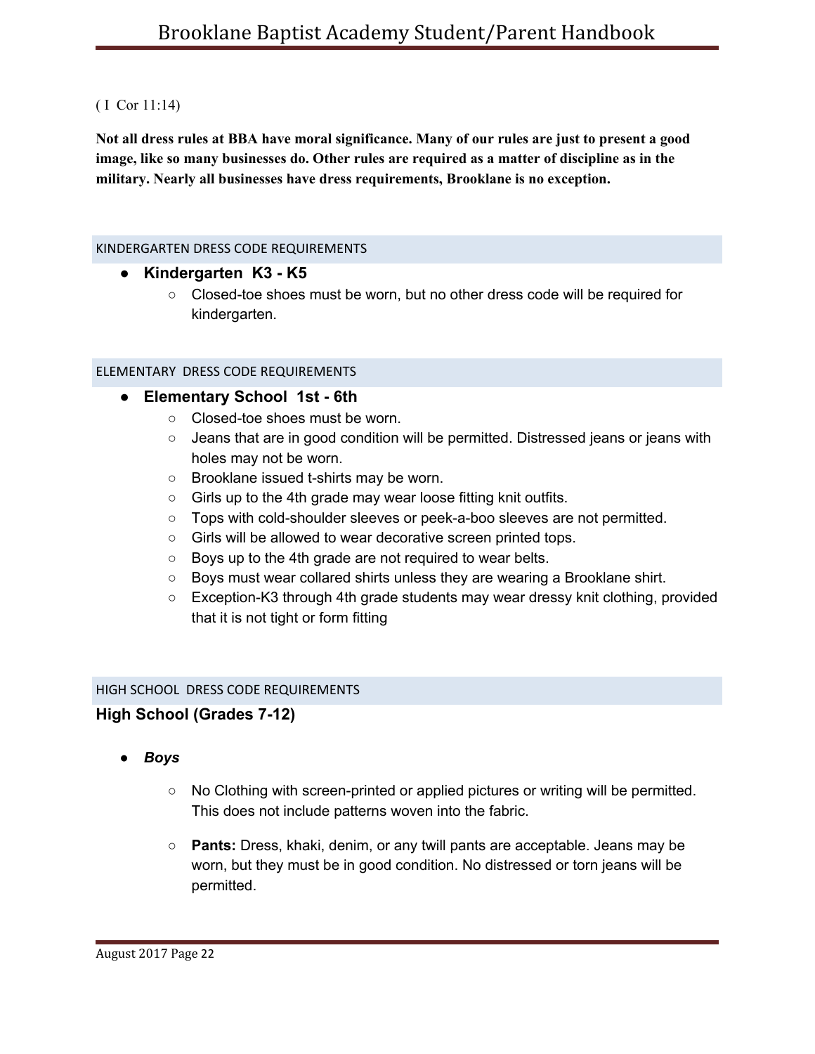( I Cor 11:14)

**Not all dress rules at BBA have moral significance. Many of our rules are just to present a good image, like so many businesses do. Other rules are required as a matter of discipline as in the military. Nearly all businesses have dress requirements, Brooklane is no exception.**

## KINDERGARTEN DRESS CODE REQUIREMENTS

- **Kindergarten K3 - K5**
  - Closed-toe shoes must be worn, but no other dress code will be required for kindergarten.

## ELEMENTARY DRESS CODE REQUIREMENTS

- **Elementary School 1st - 6th**
  - Closed-toe shoes must be worn.
  - Jeans that are in good condition will be permitted. Distressed jeans or jeans with holes may not be worn.
  - Brooklane issued t-shirts may be worn.
  - Girls up to the 4th grade may wear loose fitting knit outfits.
  - Tops with cold-shoulder sleeves or peek-a-boo sleeves are not permitted.
  - Girls will be allowed to wear decorative screen printed tops.
  - Boys up to the 4th grade are not required to wear belts.
  - Boys must wear collared shirts unless they are wearing a Brooklane shirt.
  - Exception-K3 through 4th grade students may wear dressy knit clothing, provided that it is not tight or form fitting

## HIGH SCHOOL DRESS CODE REQUIREMENTS

### High School (Grades 7-12)

- ***Boys***
  - No Clothing with screen-printed or applied pictures or writing will be permitted. This does not include patterns woven into the fabric.
  - **Pants:** Dress, khaki, denim, or any twill pants are acceptable. Jeans may be worn, but they must be in good condition. No distressed or torn jeans will be permitted.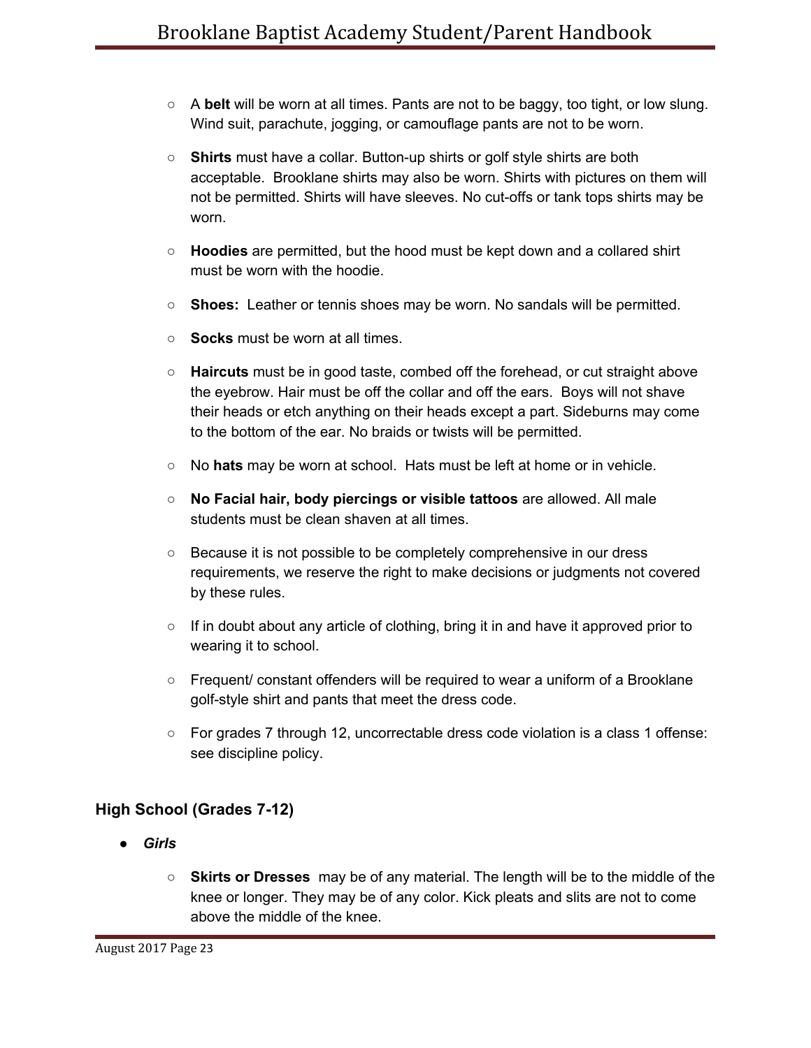- A **belt** will be worn at all times. Pants are not to be baggy, too tight, or low slung. Wind suit, parachute, jogging, or camouflage pants are not to be worn.
- **Shirts** must have a collar. Button-up shirts or golf style shirts are both acceptable. Brooklane shirts may also be worn. Shirts with pictures on them will not be permitted. Shirts will have sleeves. No cut-offs or tank tops shirts may be worn.
- **Hoodies** are permitted, but the hood must be kept down and a collared shirt must be worn with the hoodie.
- **Shoes:** Leather or tennis shoes may be worn. No sandals will be permitted.
- **Socks** must be worn at all times.
- **Haircuts** must be in good taste, combed off the forehead, or cut straight above the eyebrow. Hair must be off the collar and off the ears. Boys will not shave their heads or etch anything on their heads except a part. Sideburns may come to the bottom of the ear. No braids or twists will be permitted.
- No **hats** may be worn at school. Hats must be left at home or in vehicle.
- **No Facial hair, body piercings or visible tattoos** are allowed. All male students must be clean shaven at all times.
- Because it is not possible to be completely comprehensive in our dress requirements, we reserve the right to make decisions or judgments not covered by these rules.
- If in doubt about any article of clothing, bring it in and have it approved prior to wearing it to school.
- Frequent/ constant offenders will be required to wear a uniform of a Brooklane golf-style shirt and pants that meet the dress code.
- For grades 7 through 12, uncorrectable dress code violation is a class 1 offense: see discipline policy.

### High School (Grades 7-12)

- ***Girls***
  - **Skirts or Dresses** may be of any material. The length will be to the middle of the knee or longer. They may be of any color. Kick pleats and slits are not to come above the middle of the knee.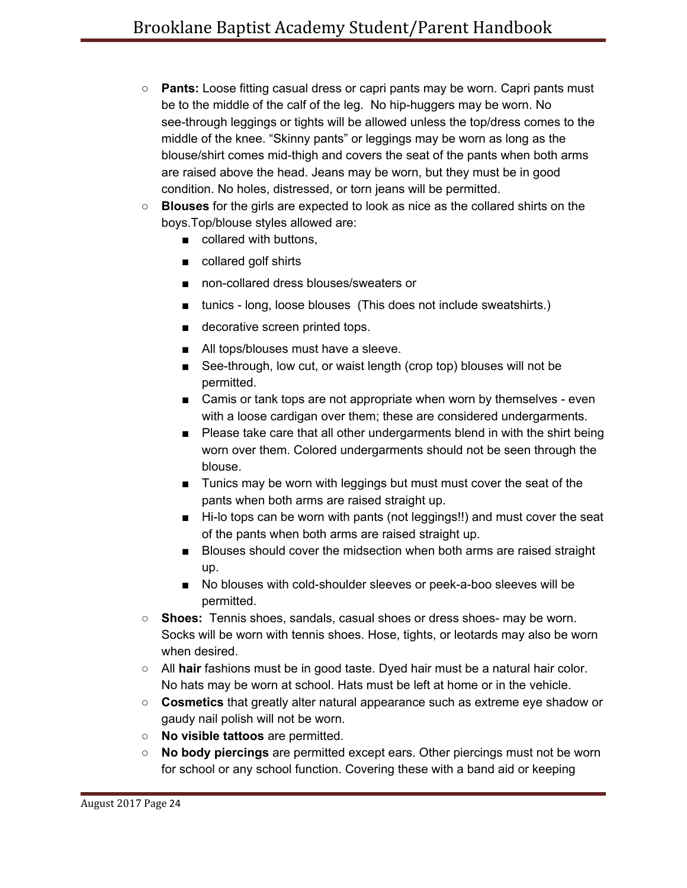- **Pants:** Loose fitting casual dress or capri pants may be worn. Capri pants must be to the middle of the calf of the leg.  No hip-huggers may be worn. No see-through leggings or tights will be allowed unless the top/dress comes to the middle of the knee. “Skinny pants” or leggings may be worn as long as the blouse/shirt comes mid-thigh and covers the seat of the pants when both arms are raised above the head. Jeans may be worn, but they must be in good condition. No holes, distressed, or torn jeans will be permitted.
- **Blouses** for the girls are expected to look as nice as the collared shirts on the boys.Top/blouse styles allowed are:
  - collared with buttons,
  - collared golf shirts
  - non-collared dress blouses/sweaters or
  - tunics - long, loose blouses  (This does not include sweatshirts.)
  - decorative screen printed tops.
  - All tops/blouses must have a sleeve.
  - See-through, low cut, or waist length (crop top) blouses will not be permitted.
  - Camis or tank tops are not appropriate when worn by themselves - even with a loose cardigan over them; these are considered undergarments.
  - Please take care that all other undergarments blend in with the shirt being worn over them. Colored undergarments should not be seen through the blouse.
  - Tunics may be worn with leggings but must must cover the seat of the pants when both arms are raised straight up.
  - Hi-lo tops can be worn with pants (not leggings!!) and must cover the seat of the pants when both arms are raised straight up.
  - Blouses should cover the midsection when both arms are raised straight up.
  - No blouses with cold-shoulder sleeves or peek-a-boo sleeves will be permitted.
- **Shoes:**  Tennis shoes, sandals, casual shoes or dress shoes- may be worn. Socks will be worn with tennis shoes. Hose, tights, or leotards may also be worn when desired.
- All **hair** fashions must be in good taste. Dyed hair must be a natural hair color. No hats may be worn at school. Hats must be left at home or in the vehicle.
- **Cosmetics** that greatly alter natural appearance such as extreme eye shadow or gaudy nail polish will not be worn.
- **No visible tattoos** are permitted.
- **No body piercings** are permitted except ears. Other piercings must not be worn for school or any school function. Covering these with a band aid or keeping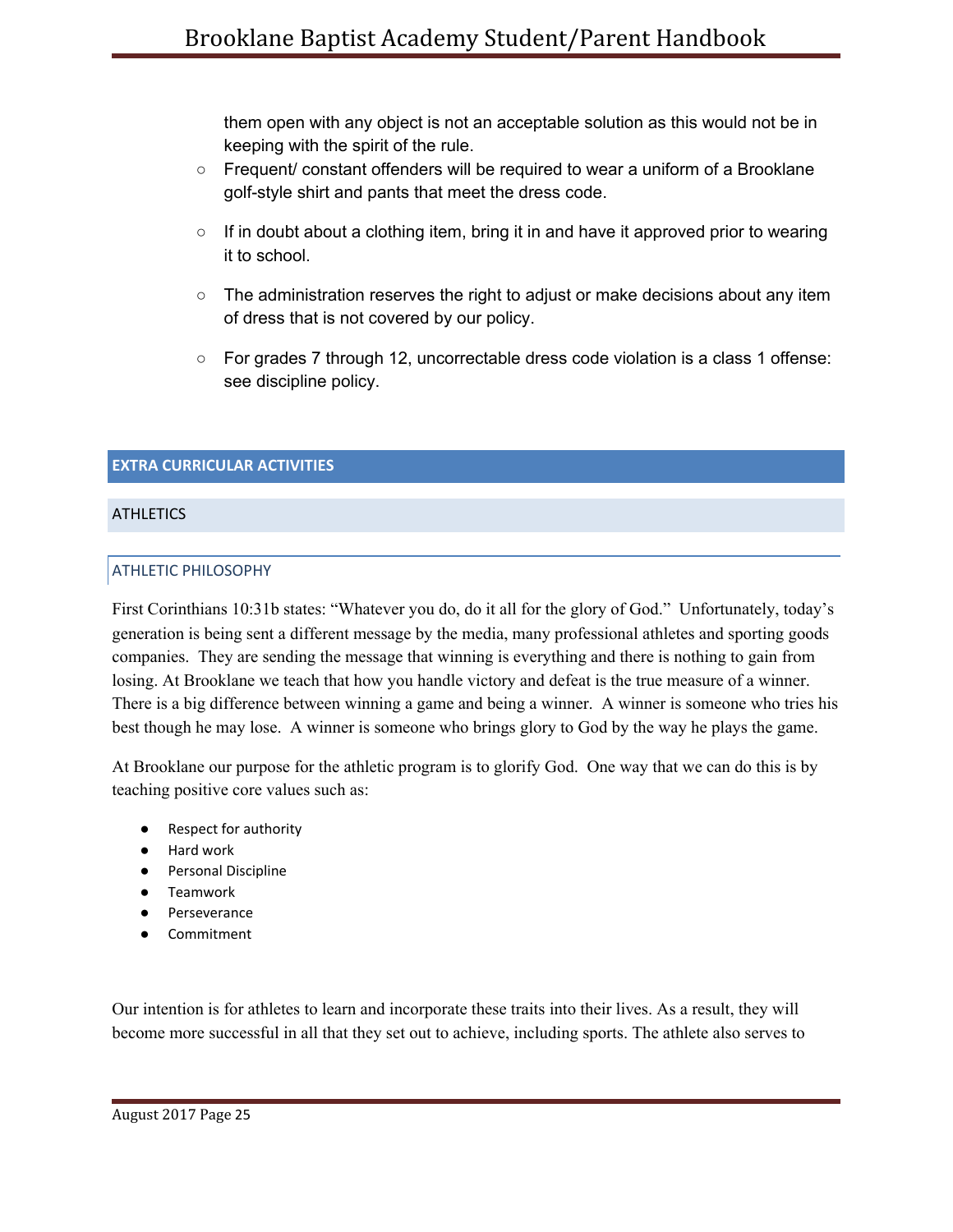them open with any object is not an acceptable solution as this would not be in keeping with the spirit of the rule.

- Frequent/ constant offenders will be required to wear a uniform of a Brooklane golf-style shirt and pants that meet the dress code.
- If in doubt about a clothing item, bring it in and have it approved prior to wearing it to school.
- The administration reserves the right to adjust or make decisions about any item of dress that is not covered by our policy.
- For grades 7 through 12, uncorrectable dress code violation is a class 1 offense: see discipline policy.

# EXTRA CURRICULAR ACTIVITIES

## ATHLETICS

### ATHLETIC PHILOSOPHY

First Corinthians 10:31b states: "Whatever you do, do it all for the glory of God." Unfortunately, today's generation is being sent a different message by the media, many professional athletes and sporting goods companies. They are sending the message that winning is everything and there is nothing to gain from losing. At Brooklane we teach that how you handle victory and defeat is the true measure of a winner. There is a big difference between winning a game and being a winner. A winner is someone who tries his best though he may lose. A winner is someone who brings glory to God by the way he plays the game.

At Brooklane our purpose for the athletic program is to glorify God. One way that we can do this is by teaching positive core values such as:

- Respect for authority
- Hard work
- Personal Discipline
- Teamwork
- Perseverance
- Commitment

Our intention is for athletes to learn and incorporate these traits into their lives. As a result, they will become more successful in all that they set out to achieve, including sports. The athlete also serves to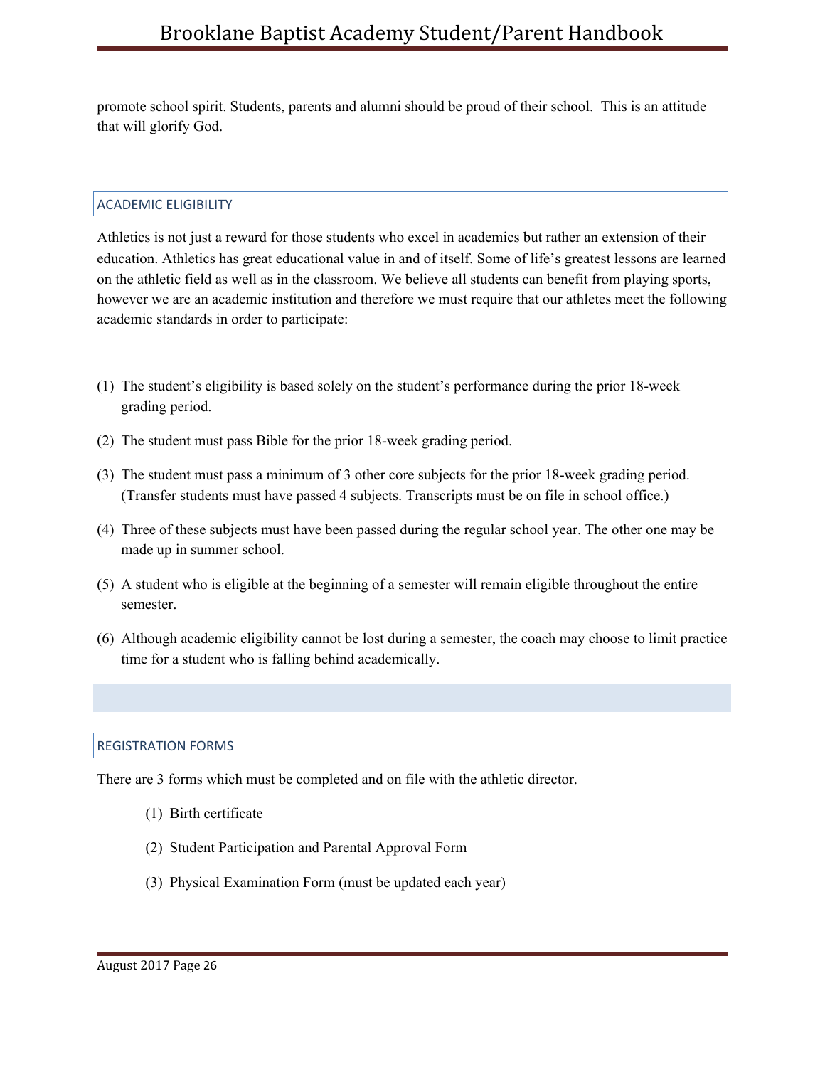promote school spirit. Students, parents and alumni should be proud of their school. This is an attitude that will glorify God.

## ACADEMIC ELIGIBILITY

Athletics is not just a reward for those students who excel in academics but rather an extension of their education. Athletics has great educational value in and of itself. Some of life's greatest lessons are learned on the athletic field as well as in the classroom. We believe all students can benefit from playing sports, however we are an academic institution and therefore we must require that our athletes meet the following academic standards in order to participate:

(1) The student's eligibility is based solely on the student's performance during the prior 18-week grading period.

(2) The student must pass Bible for the prior 18-week grading period.

(3) The student must pass a minimum of 3 other core subjects for the prior 18-week grading period. (Transfer students must have passed 4 subjects. Transcripts must be on file in school office.)

(4) Three of these subjects must have been passed during the regular school year. The other one may be made up in summer school.

(5) A student who is eligible at the beginning of a semester will remain eligible throughout the entire semester.

(6) Although academic eligibility cannot be lost during a semester, the coach may choose to limit practice time for a student who is falling behind academically.

## REGISTRATION FORMS

There are 3 forms which must be completed and on file with the athletic director.

(1) Birth certificate

(2) Student Participation and Parental Approval Form

(3) Physical Examination Form (must be updated each year)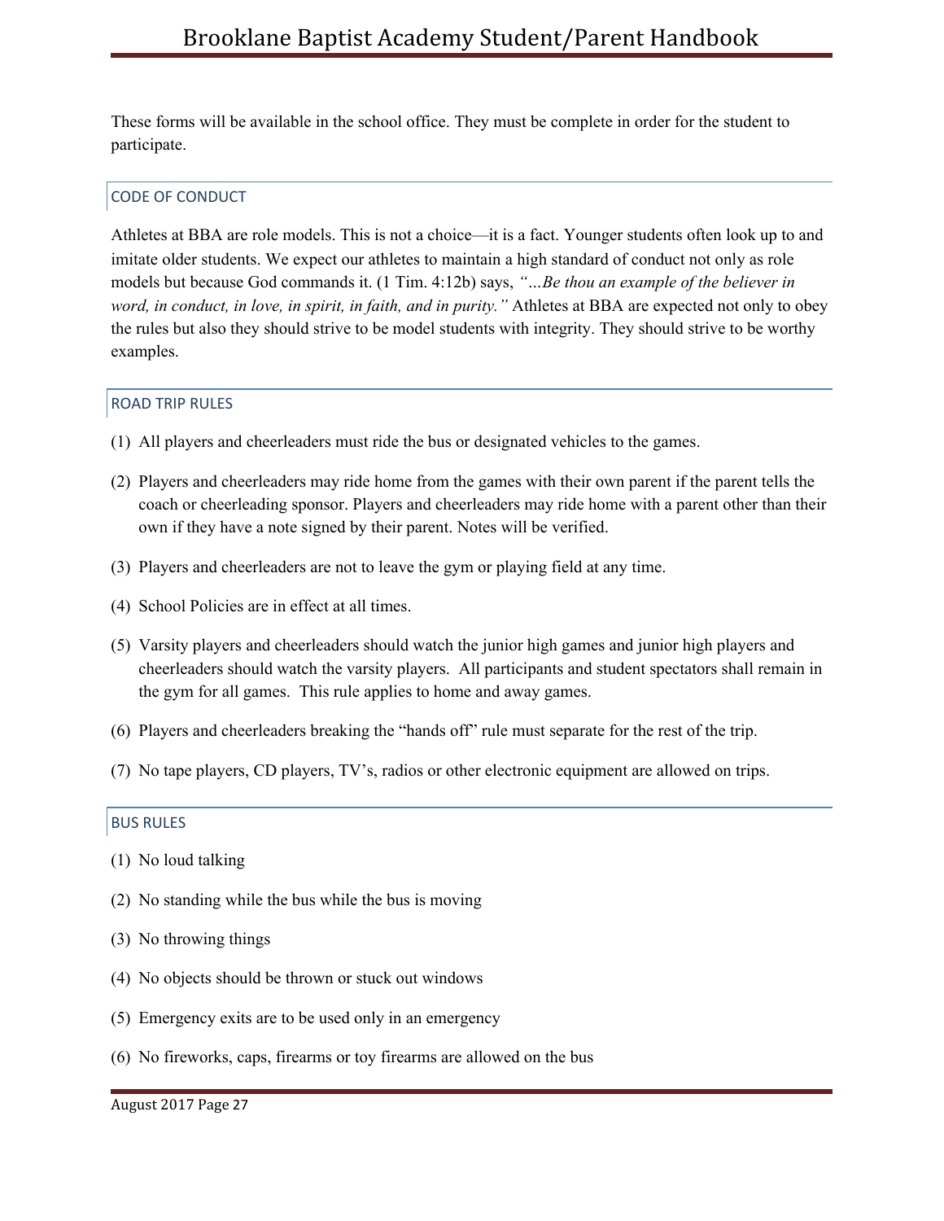These forms will be available in the school office. They must be complete in order for the student to participate.

## CODE OF CONDUCT

Athletes at BBA are role models. This is not a choice—it is a fact. Younger students often look up to and imitate older students. We expect our athletes to maintain a high standard of conduct not only as role models but because God commands it. (1 Tim. 4:12b) says, *"…Be thou an example of the believer in word, in conduct, in love, in spirit, in faith, and in purity."* Athletes at BBA are expected not only to obey the rules but also they should strive to be model students with integrity. They should strive to be worthy examples.

## ROAD TRIP RULES

(1) All players and cheerleaders must ride the bus or designated vehicles to the games.

(2) Players and cheerleaders may ride home from the games with their own parent if the parent tells the coach or cheerleading sponsor. Players and cheerleaders may ride home with a parent other than their own if they have a note signed by their parent. Notes will be verified.

(3) Players and cheerleaders are not to leave the gym or playing field at any time.

(4) School Policies are in effect at all times.

(5) Varsity players and cheerleaders should watch the junior high games and junior high players and cheerleaders should watch the varsity players. All participants and student spectators shall remain in the gym for all games. This rule applies to home and away games.

(6) Players and cheerleaders breaking the "hands off" rule must separate for the rest of the trip.

(7) No tape players, CD players, TV's, radios or other electronic equipment are allowed on trips.

## BUS RULES

(1) No loud talking

(2) No standing while the bus while the bus is moving

(3) No throwing things

(4) No objects should be thrown or stuck out windows

(5) Emergency exits are to be used only in an emergency

(6) No fireworks, caps, firearms or toy firearms are allowed on the bus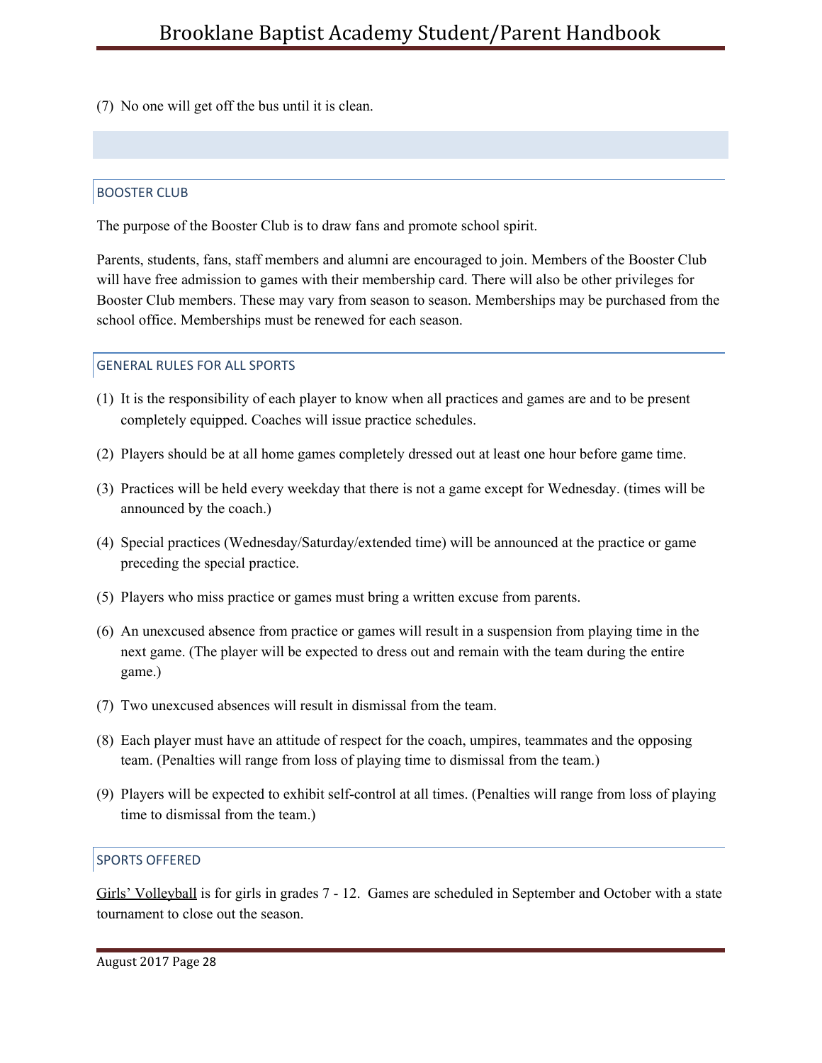(7) No one will get off the bus until it is clean.

## BOOSTER CLUB

The purpose of the Booster Club is to draw fans and promote school spirit.

Parents, students, fans, staff members and alumni are encouraged to join. Members of the Booster Club will have free admission to games with their membership card. There will also be other privileges for Booster Club members. These may vary from season to season. Memberships may be purchased from the school office. Memberships must be renewed for each season.

## GENERAL RULES FOR ALL SPORTS

(1) It is the responsibility of each player to know when all practices and games are and to be present completely equipped. Coaches will issue practice schedules.

(2) Players should be at all home games completely dressed out at least one hour before game time.

(3) Practices will be held every weekday that there is not a game except for Wednesday. (times will be announced by the coach.)

(4) Special practices (Wednesday/Saturday/extended time) will be announced at the practice or game preceding the special practice.

(5) Players who miss practice or games must bring a written excuse from parents.

(6) An unexcused absence from practice or games will result in a suspension from playing time in the next game. (The player will be expected to dress out and remain with the team during the entire game.)

(7) Two unexcused absences will result in dismissal from the team.

(8) Each player must have an attitude of respect for the coach, umpires, teammates and the opposing team. (Penalties will range from loss of playing time to dismissal from the team.)

(9) Players will be expected to exhibit self-control at all times. (Penalties will range from loss of playing time to dismissal from the team.)

## SPORTS OFFERED

<u>Girls' Volleyball</u> is for girls in grades 7 - 12. Games are scheduled in September and October with a state tournament to close out the season.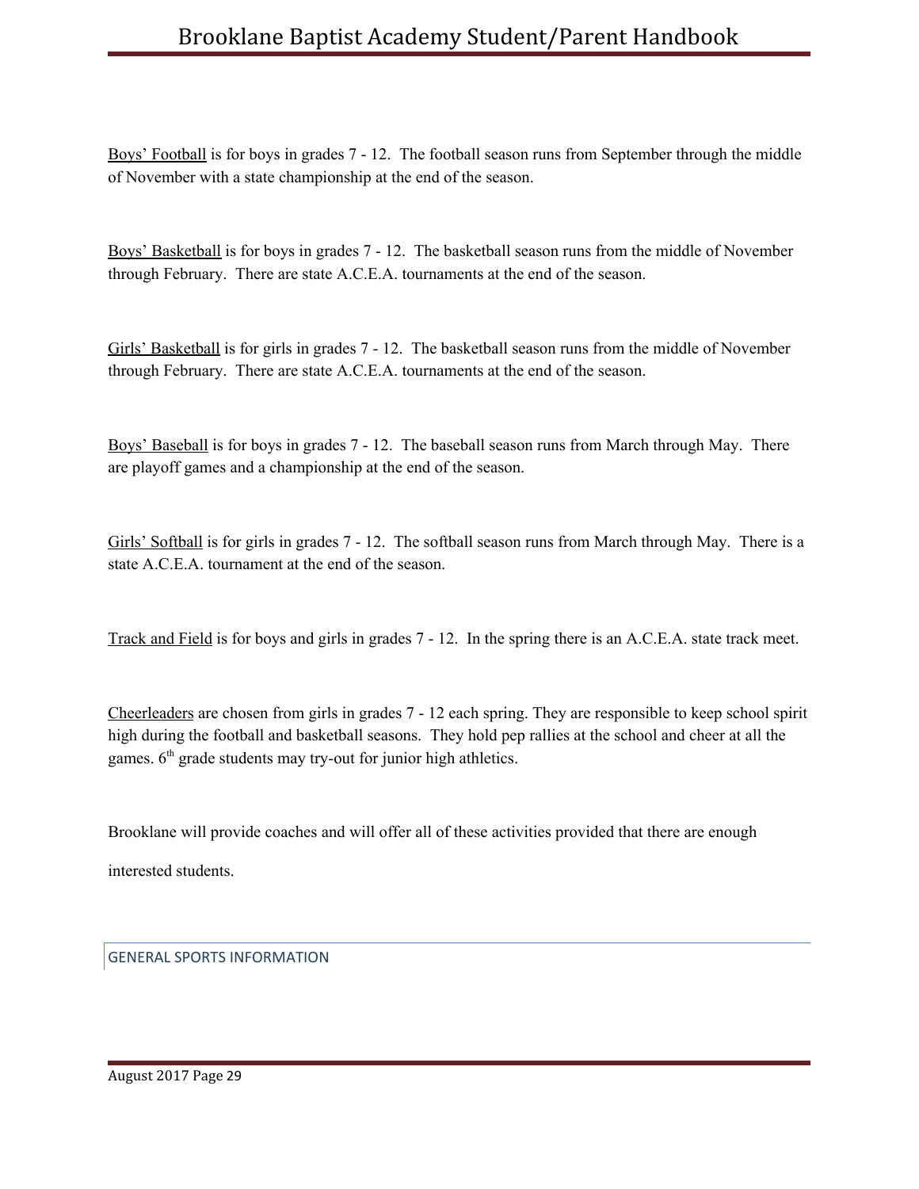<u>Boys' Football</u> is for boys in grades 7 - 12. The football season runs from September through the middle of November with a state championship at the end of the season.

<u>Boys' Basketball</u> is for boys in grades 7 - 12. The basketball season runs from the middle of November through February. There are state A.C.E.A. tournaments at the end of the season.

<u>Girls' Basketball</u> is for girls in grades 7 - 12. The basketball season runs from the middle of November through February. There are state A.C.E.A. tournaments at the end of the season.

<u>Boys' Baseball</u> is for boys in grades 7 - 12. The baseball season runs from March through May. There are playoff games and a championship at the end of the season.

<u>Girls' Softball</u> is for girls in grades 7 - 12. The softball season runs from March through May. There is a state A.C.E.A. tournament at the end of the season.

<u>Track and Field</u> is for boys and girls in grades 7 - 12. In the spring there is an A.C.E.A. state track meet.

<u>Cheerleaders</u> are chosen from girls in grades 7 - 12 each spring. They are responsible to keep school spirit high during the football and basketball seasons. They hold pep rallies at the school and cheer at all the games. 6th grade students may try-out for junior high athletics.

Brooklane will provide coaches and will offer all of these activities provided that there are enough interested students.

## GENERAL SPORTS INFORMATION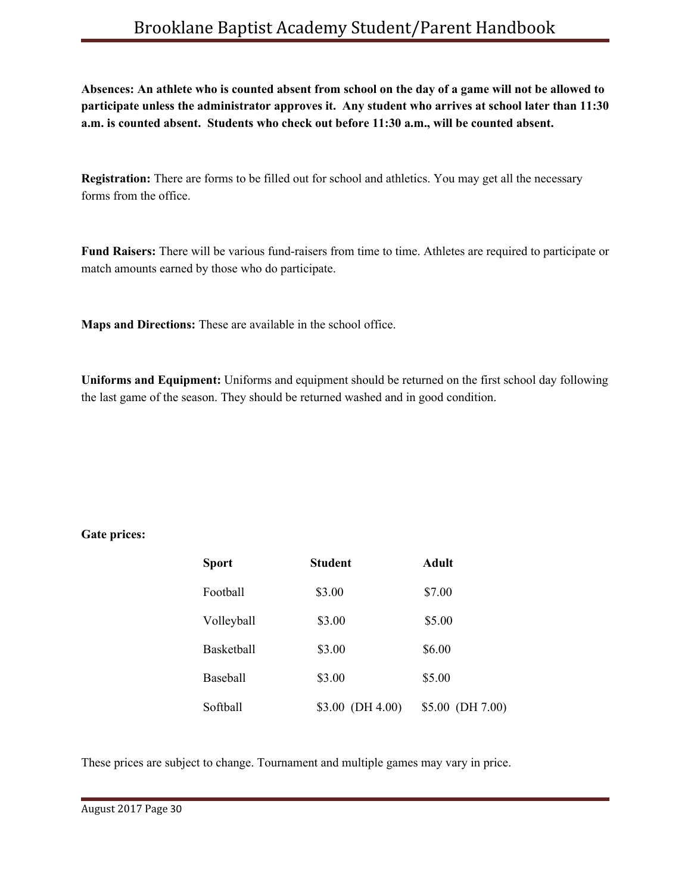**Absences: An athlete who is counted absent from school on the day of a game will not be allowed to participate unless the administrator approves it. Any student who arrives at school later than 11:30 a.m. is counted absent. Students who check out before 11:30 a.m., will be counted absent.**

**Registration:** There are forms to be filled out for school and athletics. You may get all the necessary forms from the office.

**Fund Raisers:** There will be various fund-raisers from time to time. Athletes are required to participate or match amounts earned by those who do participate.

**Maps and Directions:** These are available in the school office.

**Uniforms and Equipment:** Uniforms and equipment should be returned on the first school day following the last game of the season. They should be returned washed and in good condition.

**Gate prices:**

| Sport | Student | Adult |
|---|---|---|
| Football | $3.00 | $7.00 |
| Volleyball | $3.00 | $5.00 |
| Basketball | $3.00 | $6.00 |
| Baseball | $3.00 | $5.00 |
| Softball | $3.00 (DH 4.00) | $5.00 (DH 7.00) |

These prices are subject to change. Tournament and multiple games may vary in price.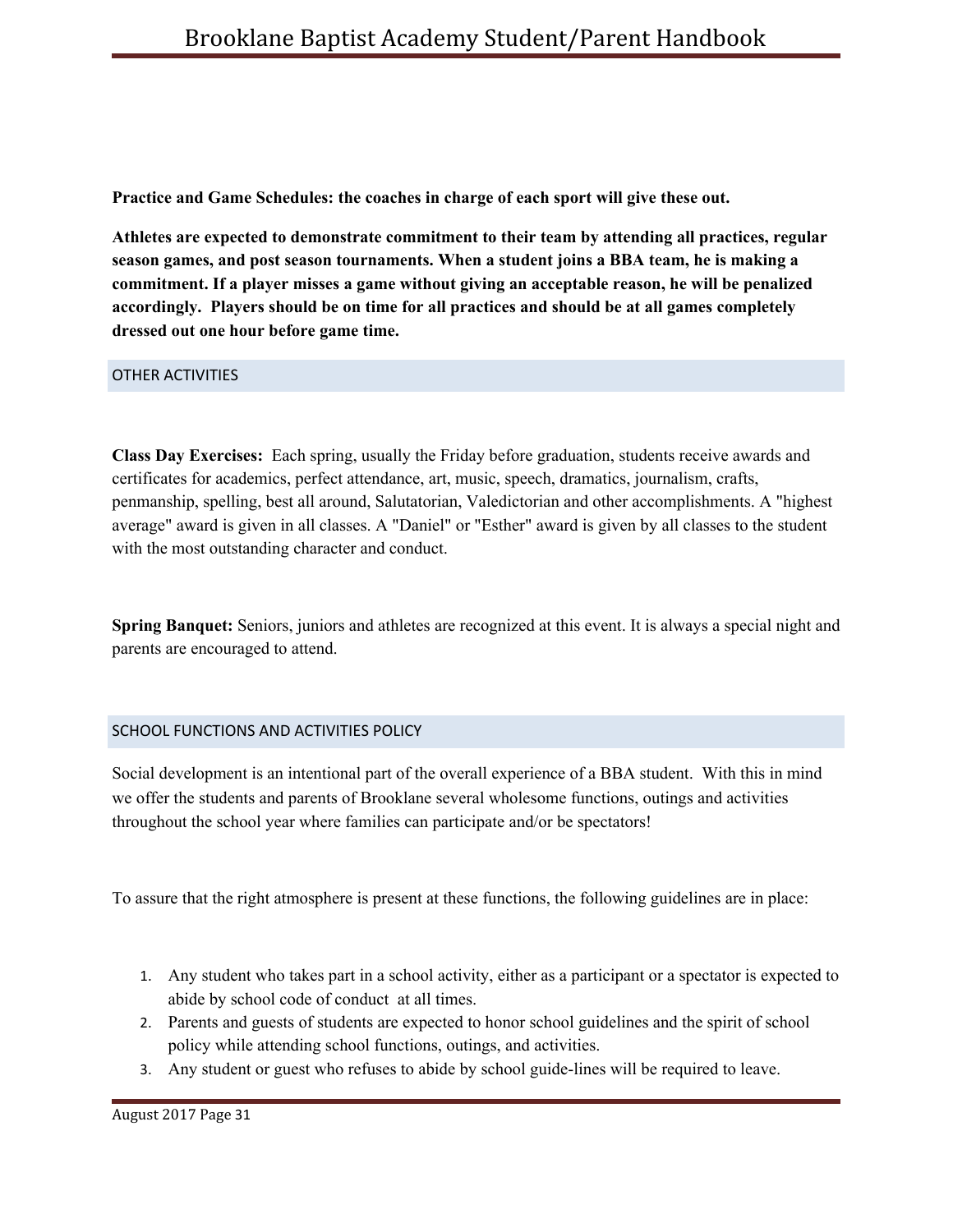**Practice and Game Schedules: the coaches in charge of each sport will give these out.**

**Athletes are expected to demonstrate commitment to their team by attending all practices, regular season games, and post season tournaments. When a student joins a BBA team, he is making a commitment. If a player misses a game without giving an acceptable reason, he will be penalized accordingly. Players should be on time for all practices and should be at all games completely dressed out one hour before game time.**

## OTHER ACTIVITIES

**Class Day Exercises:** Each spring, usually the Friday before graduation, students receive awards and certificates for academics, perfect attendance, art, music, speech, dramatics, journalism, crafts, penmanship, spelling, best all around, Salutatorian, Valedictorian and other accomplishments. A "highest average" award is given in all classes. A "Daniel" or "Esther" award is given by all classes to the student with the most outstanding character and conduct.

**Spring Banquet:** Seniors, juniors and athletes are recognized at this event. It is always a special night and parents are encouraged to attend.

## SCHOOL FUNCTIONS AND ACTIVITIES POLICY

Social development is an intentional part of the overall experience of a BBA student. With this in mind we offer the students and parents of Brooklane several wholesome functions, outings and activities throughout the school year where families can participate and/or be spectators!

To assure that the right atmosphere is present at these functions, the following guidelines are in place:

1. Any student who takes part in a school activity, either as a participant or a spectator is expected to abide by school code of conduct at all times.
2. Parents and guests of students are expected to honor school guidelines and the spirit of school policy while attending school functions, outings, and activities.
3. Any student or guest who refuses to abide by school guide-lines will be required to leave.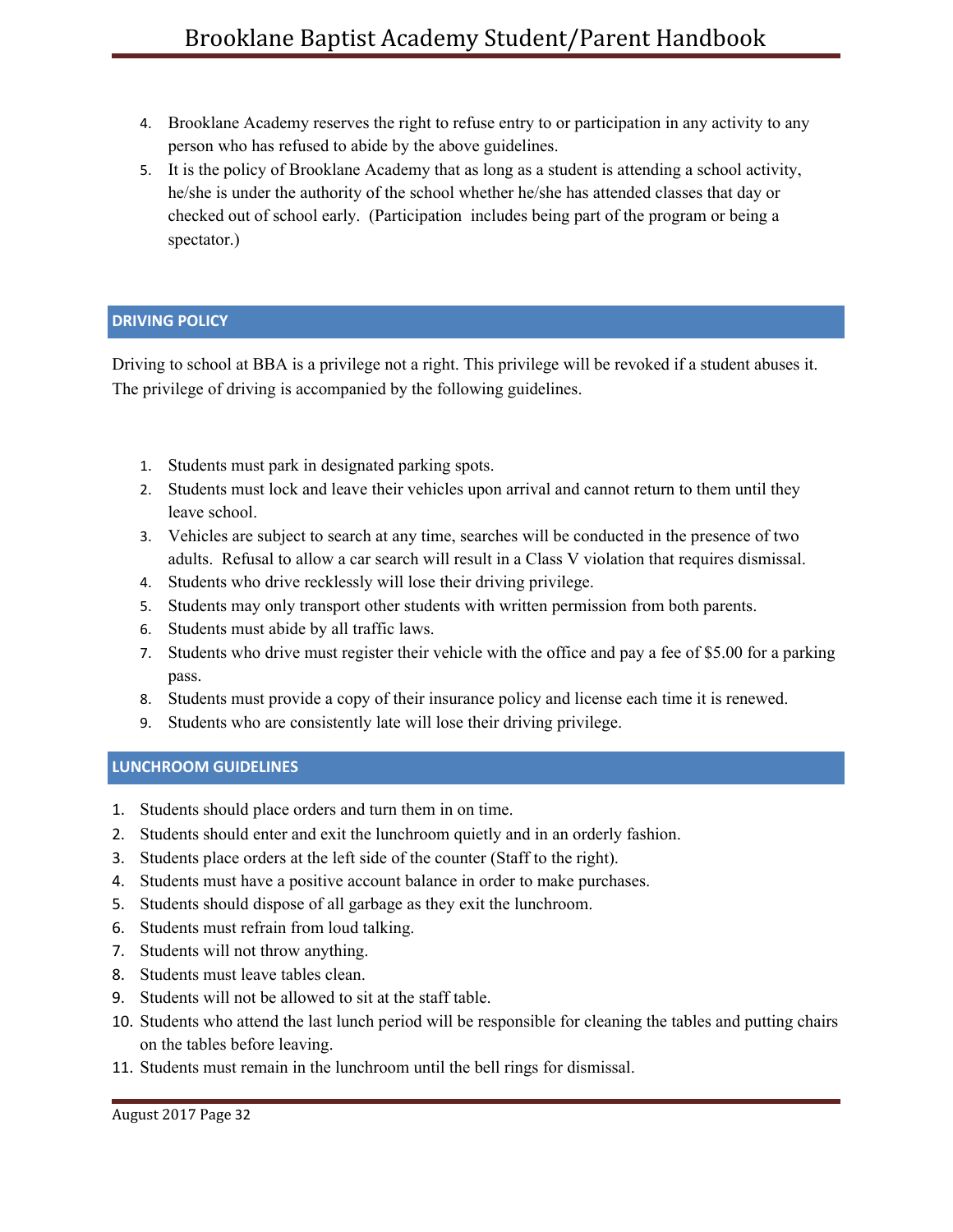4. Brooklane Academy reserves the right to refuse entry to or participation in any activity to any person who has refused to abide by the above guidelines.
5. It is the policy of Brooklane Academy that as long as a student is attending a school activity, he/she is under the authority of the school whether he/she has attended classes that day or checked out of school early. (Participation includes being part of the program or being a spectator.)

## DRIVING POLICY

Driving to school at BBA is a privilege not a right. This privilege will be revoked if a student abuses it. The privilege of driving is accompanied by the following guidelines.

1. Students must park in designated parking spots.
2. Students must lock and leave their vehicles upon arrival and cannot return to them until they leave school.
3. Vehicles are subject to search at any time, searches will be conducted in the presence of two adults. Refusal to allow a car search will result in a Class V violation that requires dismissal.
4. Students who drive recklessly will lose their driving privilege.
5. Students may only transport other students with written permission from both parents.
6. Students must abide by all traffic laws.
7. Students who drive must register their vehicle with the office and pay a fee of $5.00 for a parking pass.
8. Students must provide a copy of their insurance policy and license each time it is renewed.
9. Students who are consistently late will lose their driving privilege.

## LUNCHROOM GUIDELINES

1. Students should place orders and turn them in on time.
2. Students should enter and exit the lunchroom quietly and in an orderly fashion.
3. Students place orders at the left side of the counter (Staff to the right).
4. Students must have a positive account balance in order to make purchases.
5. Students should dispose of all garbage as they exit the lunchroom.
6. Students must refrain from loud talking.
7. Students will not throw anything.
8. Students must leave tables clean.
9. Students will not be allowed to sit at the staff table.
10. Students who attend the last lunch period will be responsible for cleaning the tables and putting chairs on the tables before leaving.
11. Students must remain in the lunchroom until the bell rings for dismissal.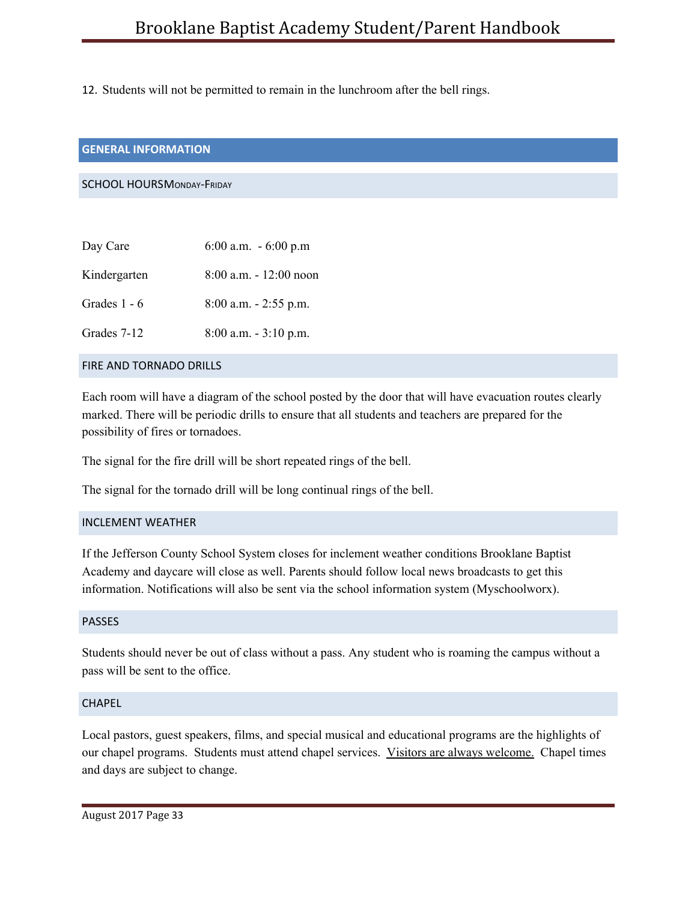12. Students will not be permitted to remain in the lunchroom after the bell rings.

## GENERAL INFORMATION

### SCHOOL HOURS Monday-Friday

| | |
|---|---|
| Day Care | 6:00 a.m. - 6:00 p.m |
| Kindergarten | 8:00 a.m. - 12:00 noon |
| Grades 1 - 6 | 8:00 a.m. - 2:55 p.m. |
| Grades 7-12 | 8:00 a.m. - 3:10 p.m. |

### FIRE AND TORNADO DRILLS

Each room will have a diagram of the school posted by the door that will have evacuation routes clearly marked. There will be periodic drills to ensure that all students and teachers are prepared for the possibility of fires or tornadoes.

The signal for the fire drill will be short repeated rings of the bell.

The signal for the tornado drill will be long continual rings of the bell.

### INCLEMENT WEATHER

If the Jefferson County School System closes for inclement weather conditions Brooklane Baptist Academy and daycare will close as well. Parents should follow local news broadcasts to get this information. Notifications will also be sent via the school information system (Myschoolworx).

### PASSES

Students should never be out of class without a pass. Any student who is roaming the campus without a pass will be sent to the office.

### CHAPEL

Local pastors, guest speakers, films, and special musical and educational programs are the highlights of our chapel programs. Students must attend chapel services. Visitors are always welcome. Chapel times and days are subject to change.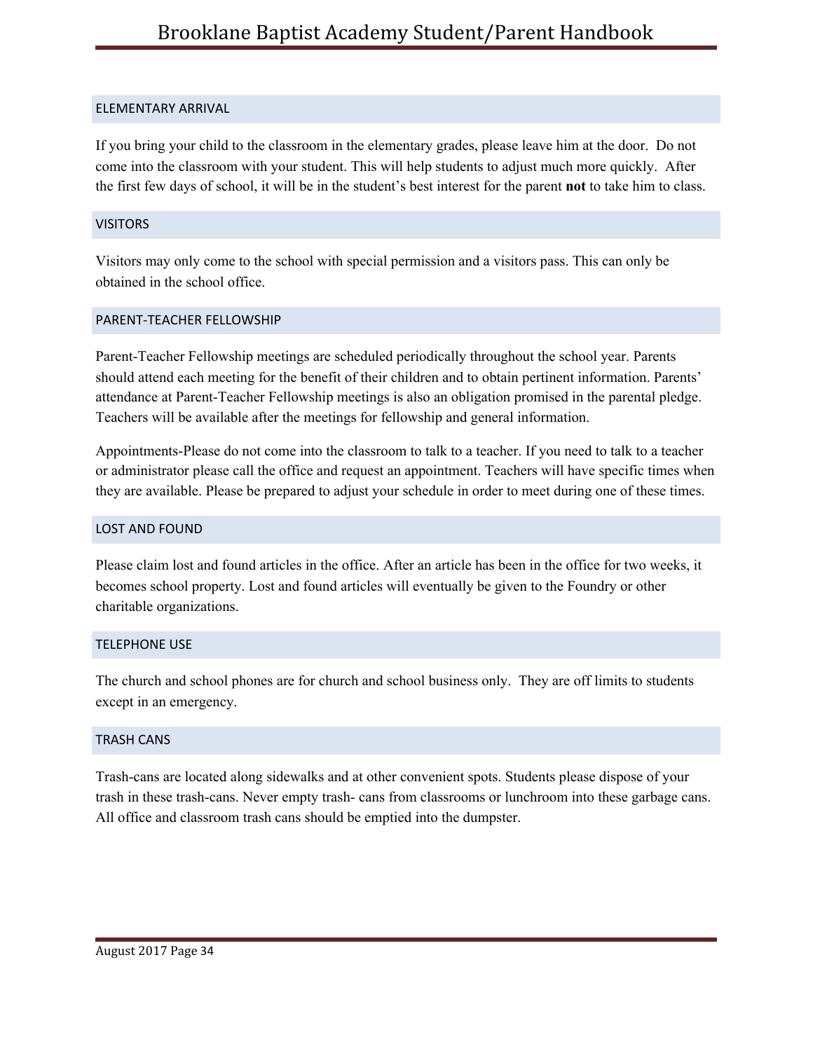## ELEMENTARY ARRIVAL

If you bring your child to the classroom in the elementary grades, please leave him at the door. Do not come into the classroom with your student. This will help students to adjust much more quickly. After the first few days of school, it will be in the student's best interest for the parent **not** to take him to class.

## VISITORS

Visitors may only come to the school with special permission and a visitors pass. This can only be obtained in the school office.

## PARENT-TEACHER FELLOWSHIP

Parent-Teacher Fellowship meetings are scheduled periodically throughout the school year. Parents should attend each meeting for the benefit of their children and to obtain pertinent information. Parents' attendance at Parent-Teacher Fellowship meetings is also an obligation promised in the parental pledge. Teachers will be available after the meetings for fellowship and general information.

Appointments-Please do not come into the classroom to talk to a teacher. If you need to talk to a teacher or administrator please call the office and request an appointment. Teachers will have specific times when they are available. Please be prepared to adjust your schedule in order to meet during one of these times.

## LOST AND FOUND

Please claim lost and found articles in the office. After an article has been in the office for two weeks, it becomes school property. Lost and found articles will eventually be given to the Foundry or other charitable organizations.

## TELEPHONE USE

The church and school phones are for church and school business only. They are off limits to students except in an emergency.

## TRASH CANS

Trash-cans are located along sidewalks and at other convenient spots. Students please dispose of your trash in these trash-cans. Never empty trash- cans from classrooms or lunchroom into these garbage cans. All office and classroom trash cans should be emptied into the dumpster.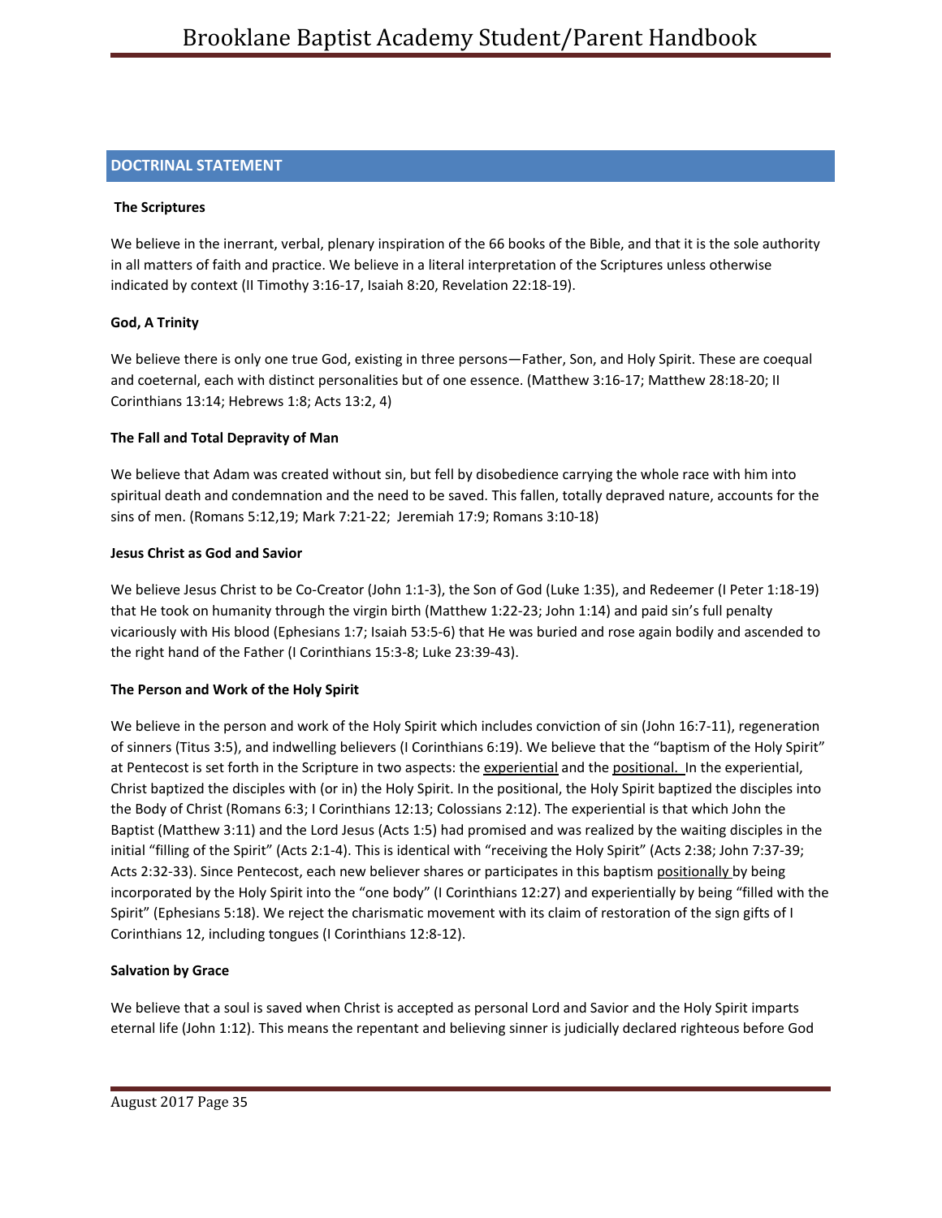## DOCTRINAL STATEMENT

**The Scriptures**

We believe in the inerrant, verbal, plenary inspiration of the 66 books of the Bible, and that it is the sole authority in all matters of faith and practice. We believe in a literal interpretation of the Scriptures unless otherwise indicated by context (II Timothy 3:16-17, Isaiah 8:20, Revelation 22:18-19).

**God, A Trinity**

We believe there is only one true God, existing in three persons—Father, Son, and Holy Spirit. These are coequal and coeternal, each with distinct personalities but of one essence. (Matthew 3:16-17; Matthew 28:18-20; II Corinthians 13:14; Hebrews 1:8; Acts 13:2, 4)

**The Fall and Total Depravity of Man**

We believe that Adam was created without sin, but fell by disobedience carrying the whole race with him into spiritual death and condemnation and the need to be saved. This fallen, totally depraved nature, accounts for the sins of men. (Romans 5:12,19; Mark 7:21-22; Jeremiah 17:9; Romans 3:10-18)

**Jesus Christ as God and Savior**

We believe Jesus Christ to be Co-Creator (John 1:1-3), the Son of God (Luke 1:35), and Redeemer (I Peter 1:18-19) that He took on humanity through the virgin birth (Matthew 1:22-23; John 1:14) and paid sin's full penalty vicariously with His blood (Ephesians 1:7; Isaiah 53:5-6) that He was buried and rose again bodily and ascended to the right hand of the Father (I Corinthians 15:3-8; Luke 23:39-43).

**The Person and Work of the Holy Spirit**

We believe in the person and work of the Holy Spirit which includes conviction of sin (John 16:7-11), regeneration of sinners (Titus 3:5), and indwelling believers (I Corinthians 6:19). We believe that the "baptism of the Holy Spirit" at Pentecost is set forth in the Scripture in two aspects: the experiential and the positional. In the experiential, Christ baptized the disciples with (or in) the Holy Spirit. In the positional, the Holy Spirit baptized the disciples into the Body of Christ (Romans 6:3; I Corinthians 12:13; Colossians 2:12). The experiential is that which John the Baptist (Matthew 3:11) and the Lord Jesus (Acts 1:5) had promised and was realized by the waiting disciples in the initial "filling of the Spirit" (Acts 2:1-4). This is identical with "receiving the Holy Spirit" (Acts 2:38; John 7:37-39; Acts 2:32-33). Since Pentecost, each new believer shares or participates in this baptism positionally by being incorporated by the Holy Spirit into the "one body" (I Corinthians 12:27) and experientially by being "filled with the Spirit" (Ephesians 5:18). We reject the charismatic movement with its claim of restoration of the sign gifts of I Corinthians 12, including tongues (I Corinthians 12:8-12).

**Salvation by Grace**

We believe that a soul is saved when Christ is accepted as personal Lord and Savior and the Holy Spirit imparts eternal life (John 1:12). This means the repentant and believing sinner is judicially declared righteous before God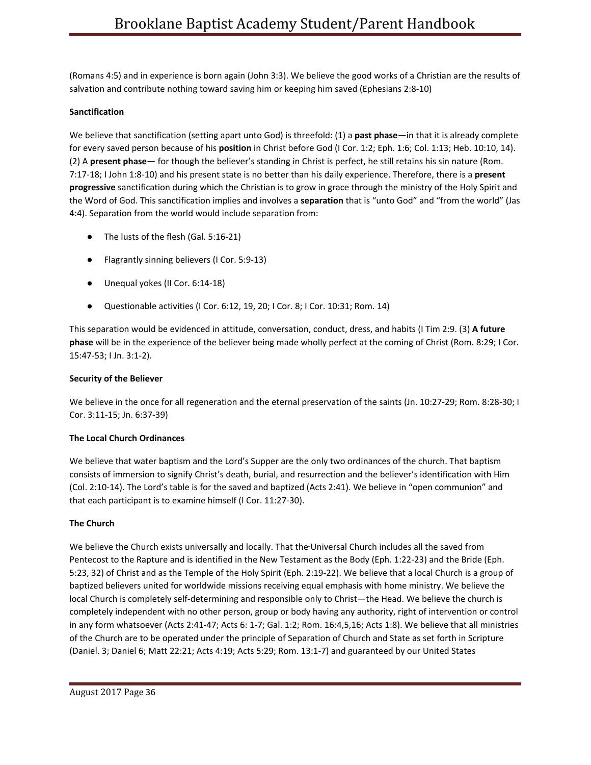(Romans 4:5) and in experience is born again (John 3:3). We believe the good works of a Christian are the results of salvation and contribute nothing toward saving him or keeping him saved (Ephesians 2:8-10)

**Sanctification**

We believe that sanctification (setting apart unto God) is threefold: (1) a **past phase**—in that it is already complete for every saved person because of his **position** in Christ before God (I Cor. 1:2; Eph. 1:6; Col. 1:13; Heb. 10:10, 14). (2) A **present phase**— for though the believer's standing in Christ is perfect, he still retains his sin nature (Rom. 7:17-18; I John 1:8-10) and his present state is no better than his daily experience. Therefore, there is a **present progressive** sanctification during which the Christian is to grow in grace through the ministry of the Holy Spirit and the Word of God. This sanctification implies and involves a **separation** that is "unto God" and "from the world" (Jas 4:4). Separation from the world would include separation from:

- The lusts of the flesh (Gal. 5:16-21)
- Flagrantly sinning believers (I Cor. 5:9-13)
- Unequal yokes (II Cor. 6:14-18)
- Questionable activities (I Cor. 6:12, 19, 20; I Cor. 8; I Cor. 10:31; Rom. 14)

This separation would be evidenced in attitude, conversation, conduct, dress, and habits (I Tim 2:9. (3) **A future phase** will be in the experience of the believer being made wholly perfect at the coming of Christ (Rom. 8:29; I Cor. 15:47-53; I Jn. 3:1-2).

**Security of the Believer**

We believe in the once for all regeneration and the eternal preservation of the saints (Jn. 10:27-29; Rom. 8:28-30; I Cor. 3:11-15; Jn. 6:37-39)

**The Local Church Ordinances**

We believe that water baptism and the Lord's Supper are the only two ordinances of the church. That baptism consists of immersion to signify Christ's death, burial, and resurrection and the believer's identification with Him (Col. 2:10-14). The Lord's table is for the saved and baptized (Acts 2:41). We believe in "open communion" and that each participant is to examine himself (I Cor. 11:27-30).

**The Church**

We believe the Church exists universally and locally. That the Universal Church includes all the saved from Pentecost to the Rapture and is identified in the New Testament as the Body (Eph. 1:22-23) and the Bride (Eph. 5:23, 32) of Christ and as the Temple of the Holy Spirit (Eph. 2:19-22). We believe that a local Church is a group of baptized believers united for worldwide missions receiving equal emphasis with home ministry. We believe the local Church is completely self-determining and responsible only to Christ—the Head. We believe the church is completely independent with no other person, group or body having any authority, right of intervention or control in any form whatsoever (Acts 2:41-47; Acts 6: 1-7; Gal. 1:2; Rom. 16:4,5,16; Acts 1:8). We believe that all ministries of the Church are to be operated under the principle of Separation of Church and State as set forth in Scripture (Daniel. 3; Daniel 6; Matt 22:21; Acts 4:19; Acts 5:29; Rom. 13:1-7) and guaranteed by our United States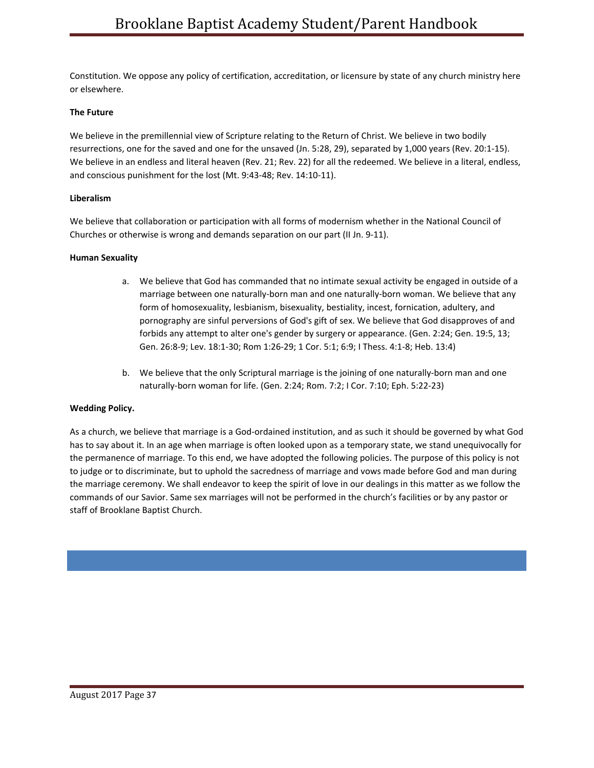Constitution. We oppose any policy of certification, accreditation, or licensure by state of any church ministry here or elsewhere.

**The Future**

We believe in the premillennial view of Scripture relating to the Return of Christ. We believe in two bodily resurrections, one for the saved and one for the unsaved (Jn. 5:28, 29), separated by 1,000 years (Rev. 20:1-15). We believe in an endless and literal heaven (Rev. 21; Rev. 22) for all the redeemed. We believe in a literal, endless, and conscious punishment for the lost (Mt. 9:43-48; Rev. 14:10-11).

**Liberalism**

We believe that collaboration or participation with all forms of modernism whether in the National Council of Churches or otherwise is wrong and demands separation on our part (II Jn. 9-11).

**Human Sexuality**

a. We believe that God has commanded that no intimate sexual activity be engaged in outside of a marriage between one naturally-born man and one naturally-born woman. We believe that any form of homosexuality, lesbianism, bisexuality, bestiality, incest, fornication, adultery, and pornography are sinful perversions of God's gift of sex. We believe that God disapproves of and forbids any attempt to alter one's gender by surgery or appearance. (Gen. 2:24; Gen. 19:5, 13; Gen. 26:8-9; Lev. 18:1-30; Rom 1:26-29; 1 Cor. 5:1; 6:9; I Thess. 4:1-8; Heb. 13:4)

b. We believe that the only Scriptural marriage is the joining of one naturally-born man and one naturally-born woman for life. (Gen. 2:24; Rom. 7:2; I Cor. 7:10; Eph. 5:22-23)

**Wedding Policy.**

As a church, we believe that marriage is a God-ordained institution, and as such it should be governed by what God has to say about it. In an age when marriage is often looked upon as a temporary state, we stand unequivocally for the permanence of marriage. To this end, we have adopted the following policies. The purpose of this policy is not to judge or to discriminate, but to uphold the sacredness of marriage and vows made before God and man during the marriage ceremony. We shall endeavor to keep the spirit of love in our dealings in this matter as we follow the commands of our Savior. Same sex marriages will not be performed in the church's facilities or by any pastor or staff of Brooklane Baptist Church.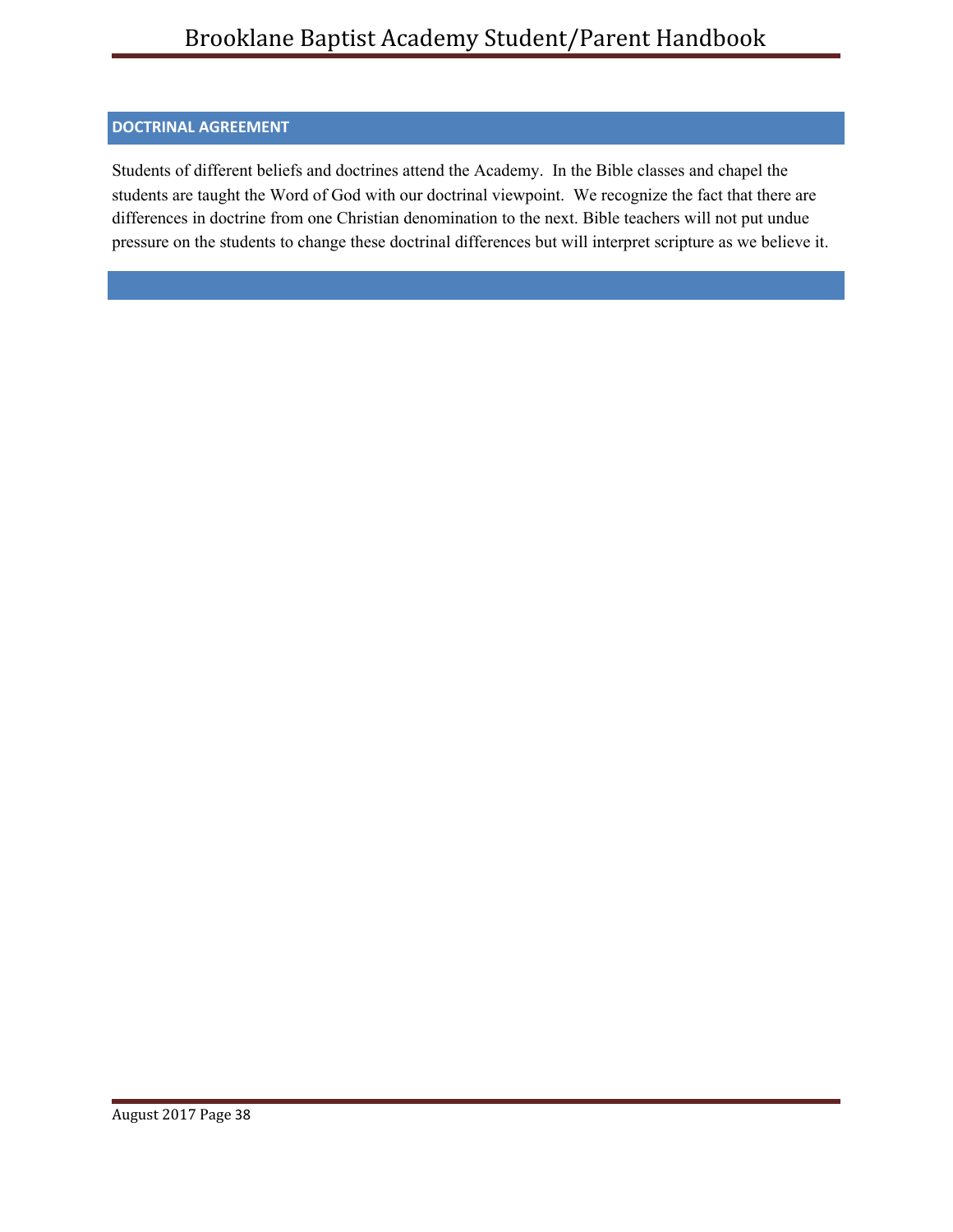## DOCTRINAL AGREEMENT

Students of different beliefs and doctrines attend the Academy. In the Bible classes and chapel the students are taught the Word of God with our doctrinal viewpoint. We recognize the fact that there are differences in doctrine from one Christian denomination to the next. Bible teachers will not put undue pressure on the students to change these doctrinal differences but will interpret scripture as we believe it.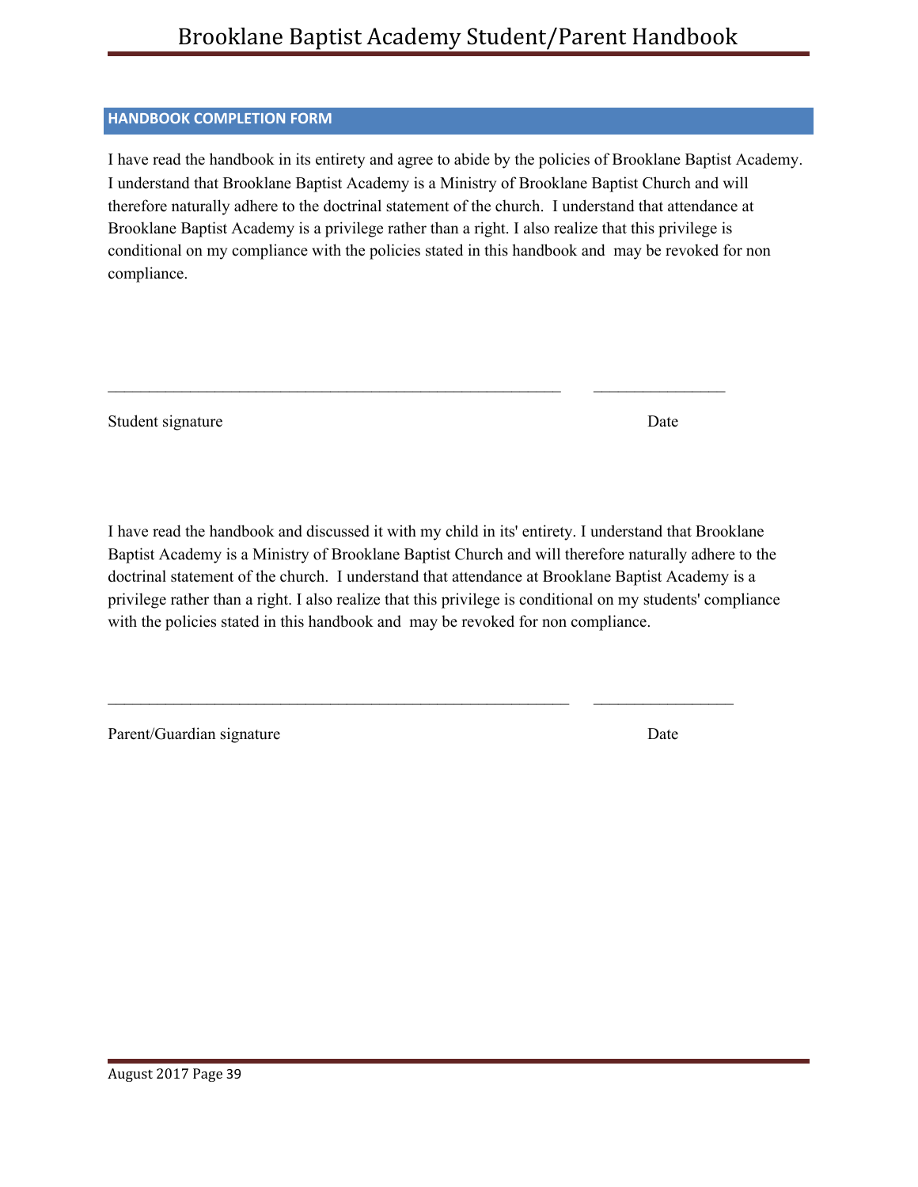## HANDBOOK COMPLETION FORM

I have read the handbook in its entirety and agree to abide by the policies of Brooklane Baptist Academy. I understand that Brooklane Baptist Academy is a Ministry of Brooklane Baptist Church and will therefore naturally adhere to the doctrinal statement of the church. I understand that attendance at Brooklane Baptist Academy is a privilege rather than a right. I also realize that this privilege is conditional on my compliance with the policies stated in this handbook and may be revoked for non compliance.

_________________________________________________________ ________________

Student signature Date

I have read the handbook and discussed it with my child in its' entirety. I understand that Brooklane Baptist Academy is a Ministry of Brooklane Baptist Church and will therefore naturally adhere to the doctrinal statement of the church. I understand that attendance at Brooklane Baptist Academy is a privilege rather than a right. I also realize that this privilege is conditional on my students' compliance with the policies stated in this handbook and may be revoked for non compliance.

__________________________________________________________ _________________

Parent/Guardian signature Date